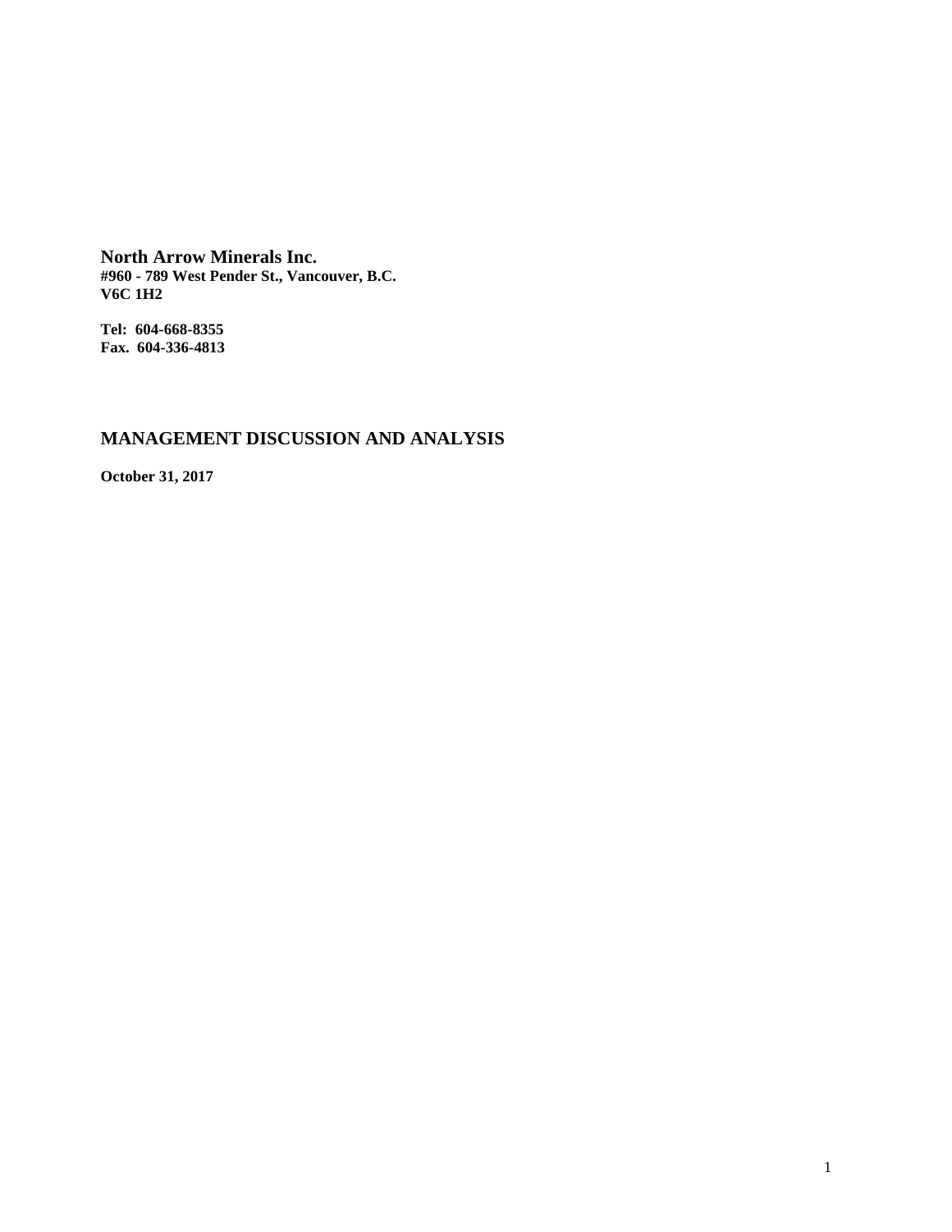**North Arrow Minerals Inc.**
**#960 - 789 West Pender St., Vancouver, B.C.**
**V6C 1H2**

**Tel: 604-668-8355**
**Fax. 604-336-4813**

# MANAGEMENT DISCUSSION AND ANALYSIS

**October 31, 2017**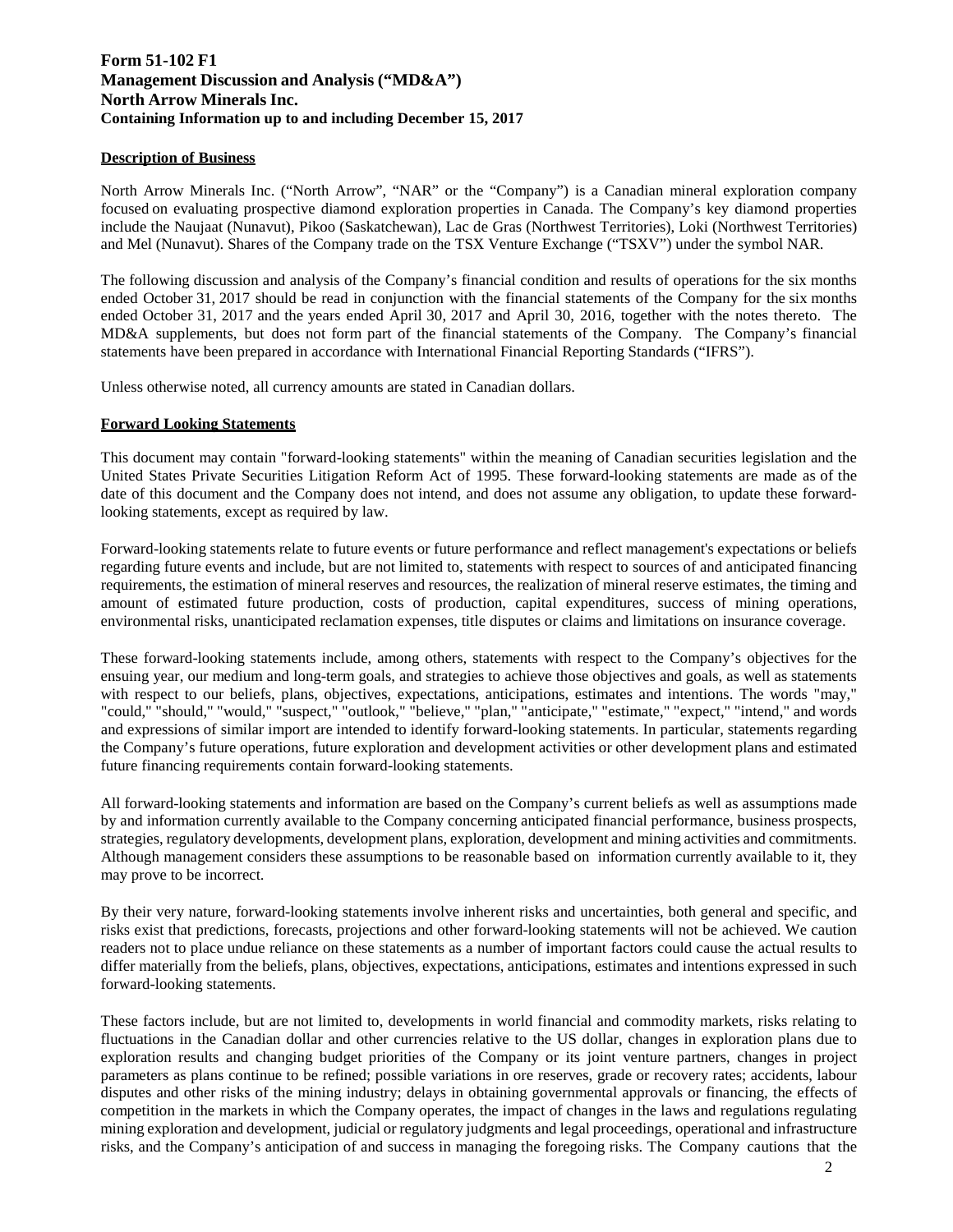**Form 51-102 F1**
**Management Discussion and Analysis ("MD&A")**
**North Arrow Minerals Inc.**
**Containing Information up to and including December 15, 2017**

## Description of Business

North Arrow Minerals Inc. ("North Arrow", "NAR" or the "Company") is a Canadian mineral exploration company focused on evaluating prospective diamond exploration properties in Canada. The Company's key diamond properties include the Naujaat (Nunavut), Pikoo (Saskatchewan), Lac de Gras (Northwest Territories), Loki (Northwest Territories) and Mel (Nunavut). Shares of the Company trade on the TSX Venture Exchange ("TSXV") under the symbol NAR.

The following discussion and analysis of the Company's financial condition and results of operations for the six months ended October 31, 2017 should be read in conjunction with the financial statements of the Company for the six months ended October 31, 2017 and the years ended April 30, 2017 and April 30, 2016, together with the notes thereto. The MD&A supplements, but does not form part of the financial statements of the Company. The Company's financial statements have been prepared in accordance with International Financial Reporting Standards ("IFRS").

Unless otherwise noted, all currency amounts are stated in Canadian dollars.

## Forward Looking Statements

This document may contain "forward-looking statements" within the meaning of Canadian securities legislation and the United States Private Securities Litigation Reform Act of 1995. These forward-looking statements are made as of the date of this document and the Company does not intend, and does not assume any obligation, to update these forward-looking statements, except as required by law.

Forward-looking statements relate to future events or future performance and reflect management's expectations or beliefs regarding future events and include, but are not limited to, statements with respect to sources of and anticipated financing requirements, the estimation of mineral reserves and resources, the realization of mineral reserve estimates, the timing and amount of estimated future production, costs of production, capital expenditures, success of mining operations, environmental risks, unanticipated reclamation expenses, title disputes or claims and limitations on insurance coverage.

These forward-looking statements include, among others, statements with respect to the Company's objectives for the ensuing year, our medium and long-term goals, and strategies to achieve those objectives and goals, as well as statements with respect to our beliefs, plans, objectives, expectations, anticipations, estimates and intentions. The words "may," "could," "should," "would," "suspect," "outlook," "believe," "plan," "anticipate," "estimate," "expect," "intend," and words and expressions of similar import are intended to identify forward-looking statements. In particular, statements regarding the Company's future operations, future exploration and development activities or other development plans and estimated future financing requirements contain forward-looking statements.

All forward-looking statements and information are based on the Company's current beliefs as well as assumptions made by and information currently available to the Company concerning anticipated financial performance, business prospects, strategies, regulatory developments, development plans, exploration, development and mining activities and commitments. Although management considers these assumptions to be reasonable based on information currently available to it, they may prove to be incorrect.

By their very nature, forward-looking statements involve inherent risks and uncertainties, both general and specific, and risks exist that predictions, forecasts, projections and other forward-looking statements will not be achieved. We caution readers not to place undue reliance on these statements as a number of important factors could cause the actual results to differ materially from the beliefs, plans, objectives, expectations, anticipations, estimates and intentions expressed in such forward-looking statements.

These factors include, but are not limited to, developments in world financial and commodity markets, risks relating to fluctuations in the Canadian dollar and other currencies relative to the US dollar, changes in exploration plans due to exploration results and changing budget priorities of the Company or its joint venture partners, changes in project parameters as plans continue to be refined; possible variations in ore reserves, grade or recovery rates; accidents, labour disputes and other risks of the mining industry; delays in obtaining governmental approvals or financing, the effects of competition in the markets in which the Company operates, the impact of changes in the laws and regulations regulating mining exploration and development, judicial or regulatory judgments and legal proceedings, operational and infrastructure risks, and the Company's anticipation of and success in managing the foregoing risks. The Company cautions that the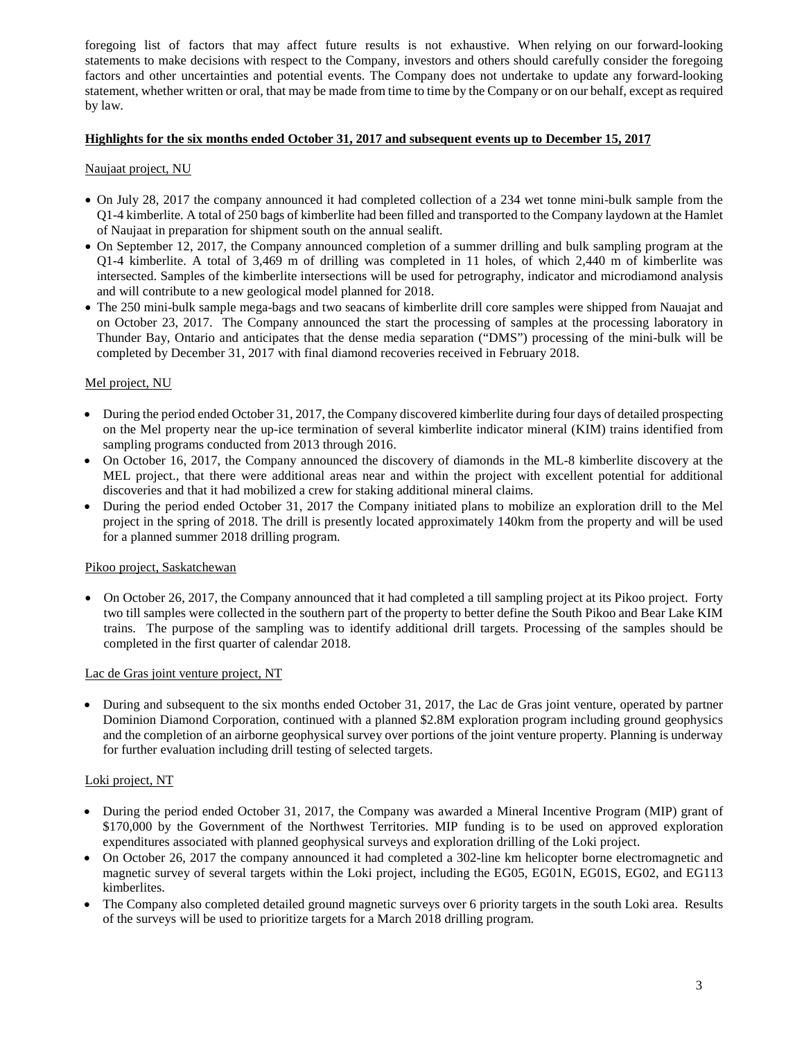foregoing list of factors that may affect future results is not exhaustive. When relying on our forward-looking statements to make decisions with respect to the Company, investors and others should carefully consider the foregoing factors and other uncertainties and potential events. The Company does not undertake to update any forward-looking statement, whether written or oral, that may be made from time to time by the Company or on our behalf, except as required by law.

**Highlights for the six months ended October 31, 2017 and subsequent events up to December 15, 2017**

Naujaat project, NU

- On July 28, 2017 the company announced it had completed collection of a 234 wet tonne mini-bulk sample from the Q1-4 kimberlite. A total of 250 bags of kimberlite had been filled and transported to the Company laydown at the Hamlet of Naujaat in preparation for shipment south on the annual sealift.
- On September 12, 2017, the Company announced completion of a summer drilling and bulk sampling program at the Q1-4 kimberlite. A total of 3,469 m of drilling was completed in 11 holes, of which 2,440 m of kimberlite was intersected. Samples of the kimberlite intersections will be used for petrography, indicator and microdiamond analysis and will contribute to a new geological model planned for 2018.
- The 250 mini-bulk sample mega-bags and two seacans of kimberlite drill core samples were shipped from Nauajat and on October 23, 2017. The Company announced the start the processing of samples at the processing laboratory in Thunder Bay, Ontario and anticipates that the dense media separation ("DMS") processing of the mini-bulk will be completed by December 31, 2017 with final diamond recoveries received in February 2018.

Mel project, NU

- During the period ended October 31, 2017, the Company discovered kimberlite during four days of detailed prospecting on the Mel property near the up-ice termination of several kimberlite indicator mineral (KIM) trains identified from sampling programs conducted from 2013 through 2016.
- On October 16, 2017, the Company announced the discovery of diamonds in the ML-8 kimberlite discovery at the MEL project., that there were additional areas near and within the project with excellent potential for additional discoveries and that it had mobilized a crew for staking additional mineral claims.
- During the period ended October 31, 2017 the Company initiated plans to mobilize an exploration drill to the Mel project in the spring of 2018. The drill is presently located approximately 140km from the property and will be used for a planned summer 2018 drilling program.

Pikoo project, Saskatchewan

- On October 26, 2017, the Company announced that it had completed a till sampling project at its Pikoo project. Forty two till samples were collected in the southern part of the property to better define the South Pikoo and Bear Lake KIM trains. The purpose of the sampling was to identify additional drill targets. Processing of the samples should be completed in the first quarter of calendar 2018.

Lac de Gras joint venture project, NT

- During and subsequent to the six months ended October 31, 2017, the Lac de Gras joint venture, operated by partner Dominion Diamond Corporation, continued with a planned $2.8M exploration program including ground geophysics and the completion of an airborne geophysical survey over portions of the joint venture property. Planning is underway for further evaluation including drill testing of selected targets.

Loki project, NT

- During the period ended October 31, 2017, the Company was awarded a Mineral Incentive Program (MIP) grant of $170,000 by the Government of the Northwest Territories. MIP funding is to be used on approved exploration expenditures associated with planned geophysical surveys and exploration drilling of the Loki project.
- On October 26, 2017 the company announced it had completed a 302-line km helicopter borne electromagnetic and magnetic survey of several targets within the Loki project, including the EG05, EG01N, EG01S, EG02, and EG113 kimberlites.
- The Company also completed detailed ground magnetic surveys over 6 priority targets in the south Loki area. Results of the surveys will be used to prioritize targets for a March 2018 drilling program.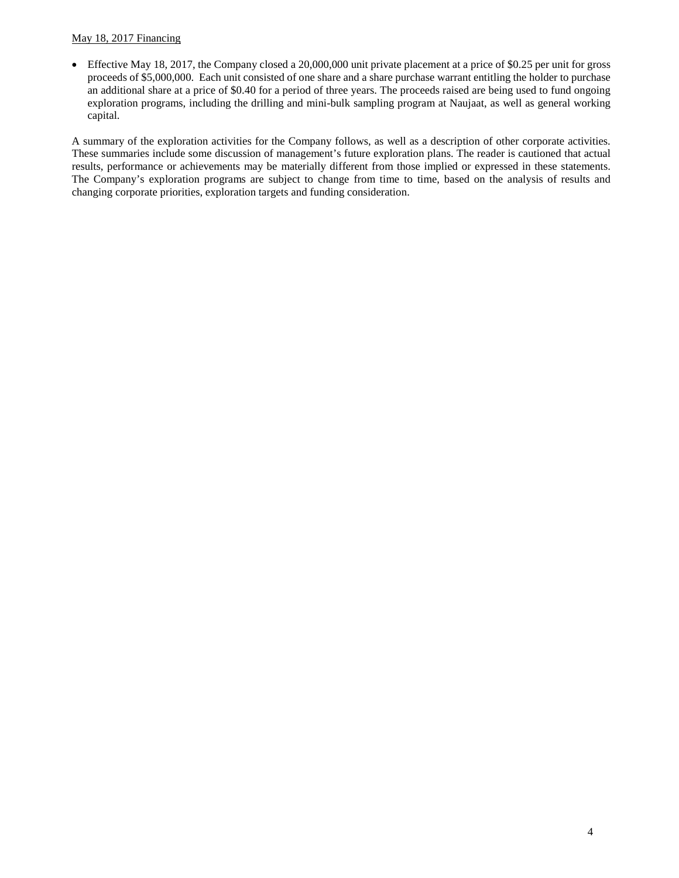<u>May 18, 2017 Financing</u>

- Effective May 18, 2017, the Company closed a 20,000,000 unit private placement at a price of $0.25 per unit for gross proceeds of $5,000,000. Each unit consisted of one share and a share purchase warrant entitling the holder to purchase an additional share at a price of $0.40 for a period of three years. The proceeds raised are being used to fund ongoing exploration programs, including the drilling and mini-bulk sampling program at Naujaat, as well as general working capital.

A summary of the exploration activities for the Company follows, as well as a description of other corporate activities. These summaries include some discussion of management's future exploration plans. The reader is cautioned that actual results, performance or achievements may be materially different from those implied or expressed in these statements. The Company's exploration programs are subject to change from time to time, based on the analysis of results and changing corporate priorities, exploration targets and funding consideration.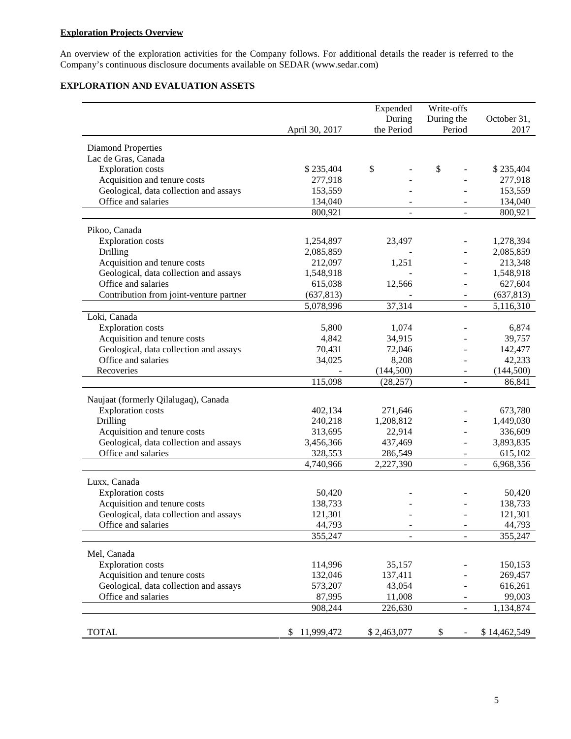**Exploration Projects Overview**

An overview of the exploration activities for the Company follows. For additional details the reader is referred to the Company's continuous disclosure documents available on SEDAR (www.sedar.com)

## EXPLORATION AND EVALUATION ASSETS

| | April 30, 2017 | Expended During the Period | Write-offs During the Period | October 31, 2017 |
|---|---|---|---|---|
| Diamond Properties | | | | |
| Lac de Gras, Canada | | | | |
| Exploration costs | $ 235,404 | $ - | $ - | $ 235,404 |
| Acquisition and tenure costs | 277,918 | - | - | 277,918 |
| Geological, data collection and assays | 153,559 | - | - | 153,559 |
| Office and salaries | 134,040 | - | - | 134,040 |
| | 800,921 | - | - | 800,921 |
| Pikoo, Canada | | | | |
| Exploration costs | 1,254,897 | 23,497 | - | 1,278,394 |
| Drilling | 2,085,859 | - | - | 2,085,859 |
| Acquisition and tenure costs | 212,097 | 1,251 | - | 213,348 |
| Geological, data collection and assays | 1,548,918 | - | - | 1,548,918 |
| Office and salaries | 615,038 | 12,566 | - | 627,604 |
| Contribution from joint-venture partner | (637,813) | - | - | (637,813) |
| | 5,078,996 | 37,314 | - | 5,116,310 |
| Loki, Canada | | | | |
| Exploration costs | 5,800 | 1,074 | - | 6,874 |
| Acquisition and tenure costs | 4,842 | 34,915 | - | 39,757 |
| Geological, data collection and assays | 70,431 | 72,046 | - | 142,477 |
| Office and salaries | 34,025 | 8,208 | - | 42,233 |
| Recoveries | - | (144,500) | - | (144,500) |
| | 115,098 | (28,257) | - | 86,841 |
| Naujaat (formerly Qilalugaq), Canada | | | | |
| Exploration costs | 402,134 | 271,646 | - | 673,780 |
| Drilling | 240,218 | 1,208,812 | - | 1,449,030 |
| Acquisition and tenure costs | 313,695 | 22,914 | - | 336,609 |
| Geological, data collection and assays | 3,456,366 | 437,469 | - | 3,893,835 |
| Office and salaries | 328,553 | 286,549 | - | 615,102 |
| | 4,740,966 | 2,227,390 | - | 6,968,356 |
| Luxx, Canada | | | | |
| Exploration costs | 50,420 | - | - | 50,420 |
| Acquisition and tenure costs | 138,733 | - | - | 138,733 |
| Geological, data collection and assays | 121,301 | - | - | 121,301 |
| Office and salaries | 44,793 | - | - | 44,793 |
| | 355,247 | - | - | 355,247 |
| Mel, Canada | | | | |
| Exploration costs | 114,996 | 35,157 | - | 150,153 |
| Acquisition and tenure costs | 132,046 | 137,411 | - | 269,457 |
| Geological, data collection and assays | 573,207 | 43,054 | - | 616,261 |
| Office and salaries | 87,995 | 11,008 | - | 99,003 |
| | 908,244 | 226,630 | - | 1,134,874 |
| TOTAL | $ 11,999,472 | $ 2,463,077 | $ - | $ 14,462,549 |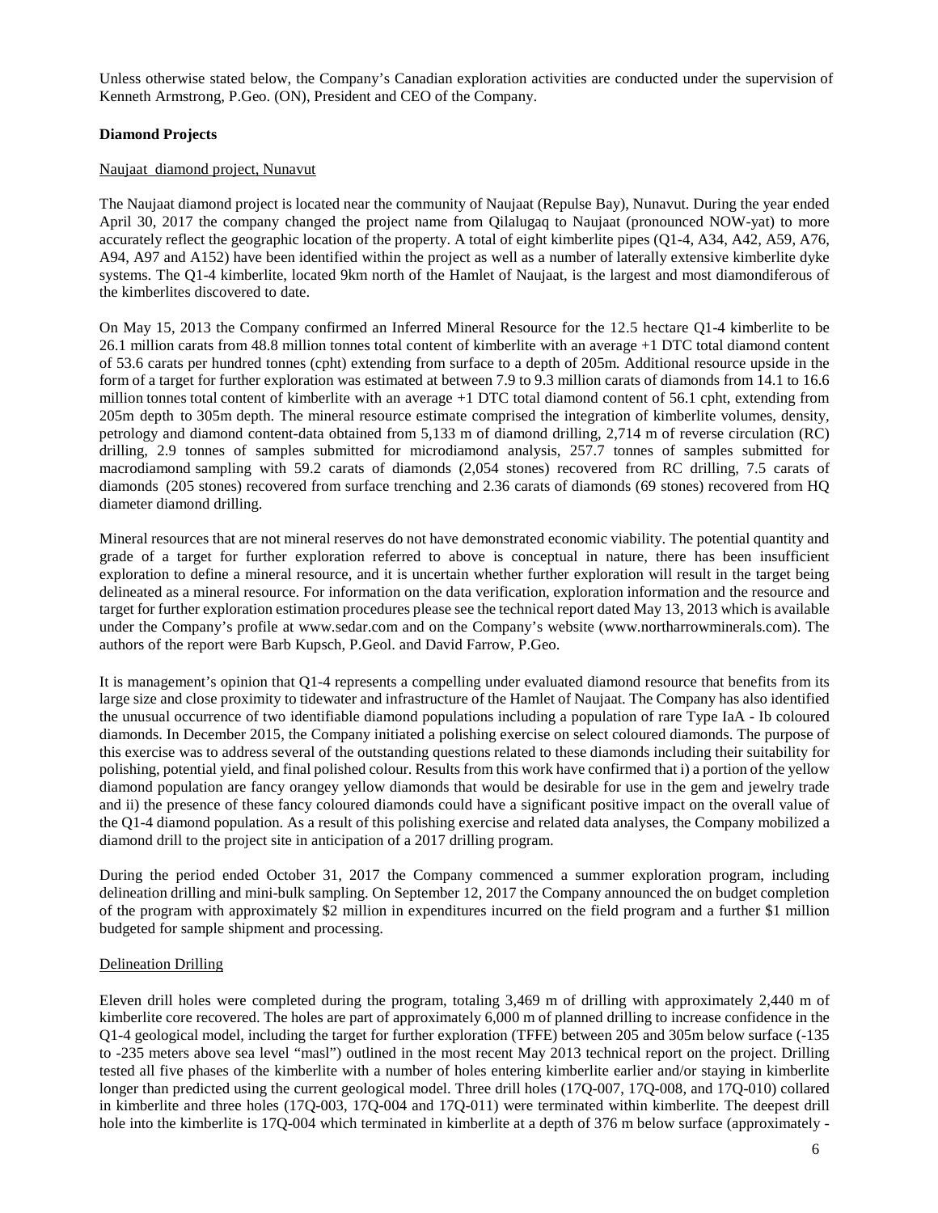Unless otherwise stated below, the Company's Canadian exploration activities are conducted under the supervision of Kenneth Armstrong, P.Geo. (ON), President and CEO of the Company.

**Diamond Projects**

Naujaat diamond project, Nunavut

The Naujaat diamond project is located near the community of Naujaat (Repulse Bay), Nunavut. During the year ended April 30, 2017 the company changed the project name from Qilalugaq to Naujaat (pronounced NOW-yat) to more accurately reflect the geographic location of the property. A total of eight kimberlite pipes (Q1-4, A34, A42, A59, A76, A94, A97 and A152) have been identified within the project as well as a number of laterally extensive kimberlite dyke systems. The Q1-4 kimberlite, located 9km north of the Hamlet of Naujaat, is the largest and most diamondiferous of the kimberlites discovered to date.

On May 15, 2013 the Company confirmed an Inferred Mineral Resource for the 12.5 hectare Q1-4 kimberlite to be 26.1 million carats from 48.8 million tonnes total content of kimberlite with an average +1 DTC total diamond content of 53.6 carats per hundred tonnes (cpht) extending from surface to a depth of 205m. Additional resource upside in the form of a target for further exploration was estimated at between 7.9 to 9.3 million carats of diamonds from 14.1 to 16.6 million tonnes total content of kimberlite with an average +1 DTC total diamond content of 56.1 cpht, extending from 205m depth to 305m depth. The mineral resource estimate comprised the integration of kimberlite volumes, density, petrology and diamond content-data obtained from 5,133 m of diamond drilling, 2,714 m of reverse circulation (RC) drilling, 2.9 tonnes of samples submitted for microdiamond analysis, 257.7 tonnes of samples submitted for macrodiamond sampling with 59.2 carats of diamonds (2,054 stones) recovered from RC drilling, 7.5 carats of diamonds (205 stones) recovered from surface trenching and 2.36 carats of diamonds (69 stones) recovered from HQ diameter diamond drilling.

Mineral resources that are not mineral reserves do not have demonstrated economic viability. The potential quantity and grade of a target for further exploration referred to above is conceptual in nature, there has been insufficient exploration to define a mineral resource, and it is uncertain whether further exploration will result in the target being delineated as a mineral resource. For information on the data verification, exploration information and the resource and target for further exploration estimation procedures please see the technical report dated May 13, 2013 which is available under the Company's profile at www.sedar.com and on the Company's website (www.northarrowminerals.com). The authors of the report were Barb Kupsch, P.Geol. and David Farrow, P.Geo.

It is management's opinion that Q1-4 represents a compelling under evaluated diamond resource that benefits from its large size and close proximity to tidewater and infrastructure of the Hamlet of Naujaat. The Company has also identified the unusual occurrence of two identifiable diamond populations including a population of rare Type IaA - Ib coloured diamonds. In December 2015, the Company initiated a polishing exercise on select coloured diamonds. The purpose of this exercise was to address several of the outstanding questions related to these diamonds including their suitability for polishing, potential yield, and final polished colour. Results from this work have confirmed that i) a portion of the yellow diamond population are fancy orangey yellow diamonds that would be desirable for use in the gem and jewelry trade and ii) the presence of these fancy coloured diamonds could have a significant positive impact on the overall value of the Q1-4 diamond population. As a result of this polishing exercise and related data analyses, the Company mobilized a diamond drill to the project site in anticipation of a 2017 drilling program.

During the period ended October 31, 2017 the Company commenced a summer exploration program, including delineation drilling and mini-bulk sampling. On September 12, 2017 the Company announced the on budget completion of the program with approximately $2 million in expenditures incurred on the field program and a further $1 million budgeted for sample shipment and processing.

Delineation Drilling

Eleven drill holes were completed during the program, totaling 3,469 m of drilling with approximately 2,440 m of kimberlite core recovered. The holes are part of approximately 6,000 m of planned drilling to increase confidence in the Q1-4 geological model, including the target for further exploration (TFFE) between 205 and 305m below surface (-135 to -235 meters above sea level "masl") outlined in the most recent May 2013 technical report on the project. Drilling tested all five phases of the kimberlite with a number of holes entering kimberlite earlier and/or staying in kimberlite longer than predicted using the current geological model. Three drill holes (17Q-007, 17Q-008, and 17Q-010) collared in kimberlite and three holes (17Q-003, 17Q-004 and 17Q-011) were terminated within kimberlite. The deepest drill hole into the kimberlite is 17Q-004 which terminated in kimberlite at a depth of 376 m below surface (approximately -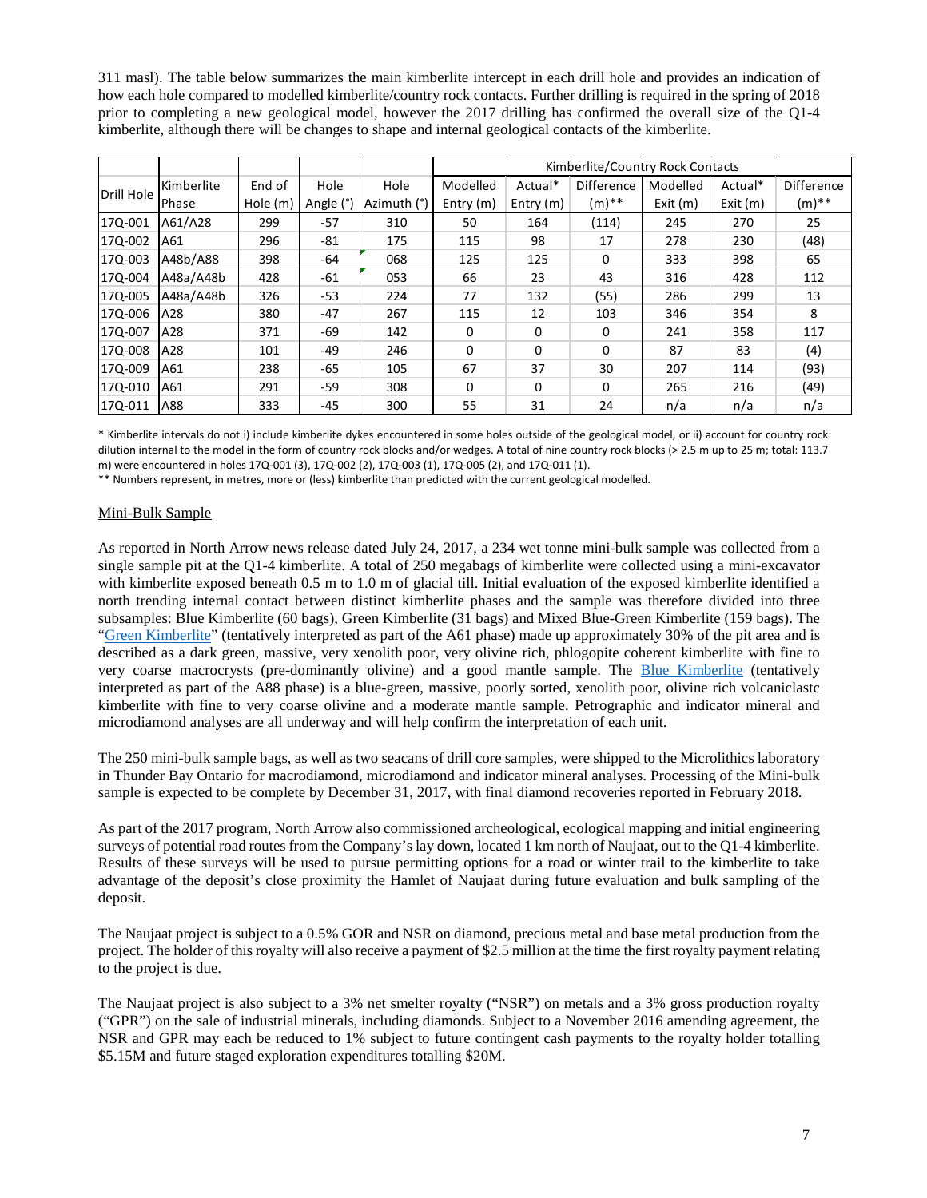311 masl). The table below summarizes the main kimberlite intercept in each drill hole and provides an indication of how each hole compared to modelled kimberlite/country rock contacts. Further drilling is required in the spring of 2018 prior to completing a new geological model, however the 2017 drilling has confirmed the overall size of the Q1-4 kimberlite, although there will be changes to shape and internal geological contacts of the kimberlite.

| | | | | | Kimberlite/Country Rock Contacts | | | | | |
|---|---|---|---|---|---|---|---|---|---|---|
| Drill Hole | Kimberlite Phase | End of Hole (m) | Hole Angle (°) | Hole Azimuth (°) | Modelled Entry (m) | Actual* Entry (m) | Difference (m)** | Modelled Exit (m) | Actual* Exit (m) | Difference (m)** |
| 17Q-001 | A61/A28 | 299 | -57 | 310 | 50 | 164 | (114) | 245 | 270 | 25 |
| 17Q-002 | A61 | 296 | -81 | 175 | 115 | 98 | 17 | 278 | 230 | (48) |
| 17Q-003 | A48b/A88 | 398 | -64 | 068 | 125 | 125 | 0 | 333 | 398 | 65 |
| 17Q-004 | A48a/A48b | 428 | -61 | 053 | 66 | 23 | 43 | 316 | 428 | 112 |
| 17Q-005 | A48a/A48b | 326 | -53 | 224 | 77 | 132 | (55) | 286 | 299 | 13 |
| 17Q-006 | A28 | 380 | -47 | 267 | 115 | 12 | 103 | 346 | 354 | 8 |
| 17Q-007 | A28 | 371 | -69 | 142 | 0 | 0 | 0 | 241 | 358 | 117 |
| 17Q-008 | A28 | 101 | -49 | 246 | 0 | 0 | 0 | 87 | 83 | (4) |
| 17Q-009 | A61 | 238 | -65 | 105 | 67 | 37 | 30 | 207 | 114 | (93) |
| 17Q-010 | A61 | 291 | -59 | 308 | 0 | 0 | 0 | 265 | 216 | (49) |
| 17Q-011 | A88 | 333 | -45 | 300 | 55 | 31 | 24 | n/a | n/a | n/a |

* Kimberlite intervals do not i) include kimberlite dykes encountered in some holes outside of the geological model, or ii) account for country rock dilution internal to the model in the form of country rock blocks and/or wedges. A total of nine country rock blocks (> 2.5 m up to 25 m; total: 113.7 m) were encountered in holes 17Q-001 (3), 17Q-002 (2), 17Q-003 (1), 17Q-005 (2), and 17Q-011 (1).

** Numbers represent, in metres, more or (less) kimberlite than predicted with the current geological modelled.

## Mini-Bulk Sample

As reported in North Arrow news release dated July 24, 2017, a 234 wet tonne mini-bulk sample was collected from a single sample pit at the Q1-4 kimberlite. A total of 250 megabags of kimberlite were collected using a mini-excavator with kimberlite exposed beneath 0.5 m to 1.0 m of glacial till. Initial evaluation of the exposed kimberlite identified a north trending internal contact between distinct kimberlite phases and the sample was therefore divided into three subsamples: Blue Kimberlite (60 bags), Green Kimberlite (31 bags) and Mixed Blue-Green Kimberlite (159 bags). The "Green Kimberlite" (tentatively interpreted as part of the A61 phase) made up approximately 30% of the pit area and is described as a dark green, massive, very xenolith poor, very olivine rich, phlogopite coherent kimberlite with fine to very coarse macrocrysts (pre-dominantly olivine) and a good mantle sample. The Blue Kimberlite (tentatively interpreted as part of the A88 phase) is a blue-green, massive, poorly sorted, xenolith poor, olivine rich volcaniclastc kimberlite with fine to very coarse olivine and a moderate mantle sample. Petrographic and indicator mineral and microdiamond analyses are all underway and will help confirm the interpretation of each unit.

The 250 mini-bulk sample bags, as well as two seacans of drill core samples, were shipped to the Microlithics laboratory in Thunder Bay Ontario for macrodiamond, microdiamond and indicator mineral analyses. Processing of the Mini-bulk sample is expected to be complete by December 31, 2017, with final diamond recoveries reported in February 2018.

As part of the 2017 program, North Arrow also commissioned archeological, ecological mapping and initial engineering surveys of potential road routes from the Company's lay down, located 1 km north of Naujaat, out to the Q1-4 kimberlite. Results of these surveys will be used to pursue permitting options for a road or winter trail to the kimberlite to take advantage of the deposit's close proximity the Hamlet of Naujaat during future evaluation and bulk sampling of the deposit.

The Naujaat project is subject to a 0.5% GOR and NSR on diamond, precious metal and base metal production from the project. The holder of this royalty will also receive a payment of $2.5 million at the time the first royalty payment relating to the project is due.

The Naujaat project is also subject to a 3% net smelter royalty ("NSR") on metals and a 3% gross production royalty ("GPR") on the sale of industrial minerals, including diamonds. Subject to a November 2016 amending agreement, the NSR and GPR may each be reduced to 1% subject to future contingent cash payments to the royalty holder totalling $5.15M and future staged exploration expenditures totalling $20M.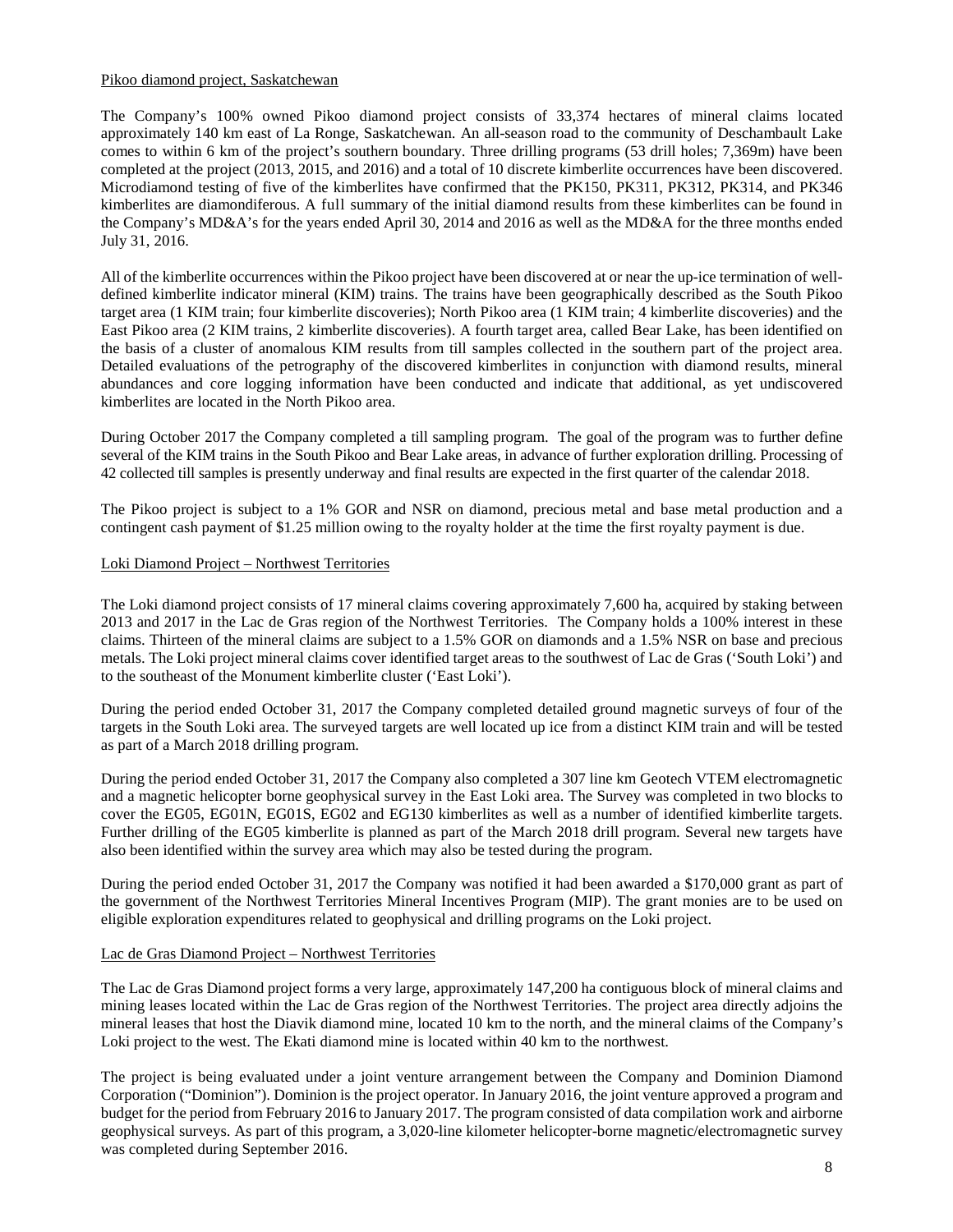Pikoo diamond project, Saskatchewan

The Company's 100% owned Pikoo diamond project consists of 33,374 hectares of mineral claims located approximately 140 km east of La Ronge, Saskatchewan. An all-season road to the community of Deschambault Lake comes to within 6 km of the project's southern boundary. Three drilling programs (53 drill holes; 7,369m) have been completed at the project (2013, 2015, and 2016) and a total of 10 discrete kimberlite occurrences have been discovered. Microdiamond testing of five of the kimberlites have confirmed that the PK150, PK311, PK312, PK314, and PK346 kimberlites are diamondiferous. A full summary of the initial diamond results from these kimberlites can be found in the Company's MD&A's for the years ended April 30, 2014 and 2016 as well as the MD&A for the three months ended July 31, 2016.

All of the kimberlite occurrences within the Pikoo project have been discovered at or near the up-ice termination of well-defined kimberlite indicator mineral (KIM) trains. The trains have been geographically described as the South Pikoo target area (1 KIM train; four kimberlite discoveries); North Pikoo area (1 KIM train; 4 kimberlite discoveries) and the East Pikoo area (2 KIM trains, 2 kimberlite discoveries). A fourth target area, called Bear Lake, has been identified on the basis of a cluster of anomalous KIM results from till samples collected in the southern part of the project area. Detailed evaluations of the petrography of the discovered kimberlites in conjunction with diamond results, mineral abundances and core logging information have been conducted and indicate that additional, as yet undiscovered kimberlites are located in the North Pikoo area.

During October 2017 the Company completed a till sampling program. The goal of the program was to further define several of the KIM trains in the South Pikoo and Bear Lake areas, in advance of further exploration drilling. Processing of 42 collected till samples is presently underway and final results are expected in the first quarter of the calendar 2018.

The Pikoo project is subject to a 1% GOR and NSR on diamond, precious metal and base metal production and a contingent cash payment of $1.25 million owing to the royalty holder at the time the first royalty payment is due.

Loki Diamond Project – Northwest Territories

The Loki diamond project consists of 17 mineral claims covering approximately 7,600 ha, acquired by staking between 2013 and 2017 in the Lac de Gras region of the Northwest Territories. The Company holds a 100% interest in these claims. Thirteen of the mineral claims are subject to a 1.5% GOR on diamonds and a 1.5% NSR on base and precious metals. The Loki project mineral claims cover identified target areas to the southwest of Lac de Gras ('South Loki') and to the southeast of the Monument kimberlite cluster ('East Loki').

During the period ended October 31, 2017 the Company completed detailed ground magnetic surveys of four of the targets in the South Loki area. The surveyed targets are well located up ice from a distinct KIM train and will be tested as part of a March 2018 drilling program.

During the period ended October 31, 2017 the Company also completed a 307 line km Geotech VTEM electromagnetic and a magnetic helicopter borne geophysical survey in the East Loki area. The Survey was completed in two blocks to cover the EG05, EG01N, EG01S, EG02 and EG130 kimberlites as well as a number of identified kimberlite targets. Further drilling of the EG05 kimberlite is planned as part of the March 2018 drill program. Several new targets have also been identified within the survey area which may also be tested during the program.

During the period ended October 31, 2017 the Company was notified it had been awarded a $170,000 grant as part of the government of the Northwest Territories Mineral Incentives Program (MIP). The grant monies are to be used on eligible exploration expenditures related to geophysical and drilling programs on the Loki project.

Lac de Gras Diamond Project – Northwest Territories

The Lac de Gras Diamond project forms a very large, approximately 147,200 ha contiguous block of mineral claims and mining leases located within the Lac de Gras region of the Northwest Territories. The project area directly adjoins the mineral leases that host the Diavik diamond mine, located 10 km to the north, and the mineral claims of the Company's Loki project to the west. The Ekati diamond mine is located within 40 km to the northwest.

The project is being evaluated under a joint venture arrangement between the Company and Dominion Diamond Corporation ("Dominion"). Dominion is the project operator. In January 2016, the joint venture approved a program and budget for the period from February 2016 to January 2017. The program consisted of data compilation work and airborne geophysical surveys. As part of this program, a 3,020-line kilometer helicopter-borne magnetic/electromagnetic survey was completed during September 2016.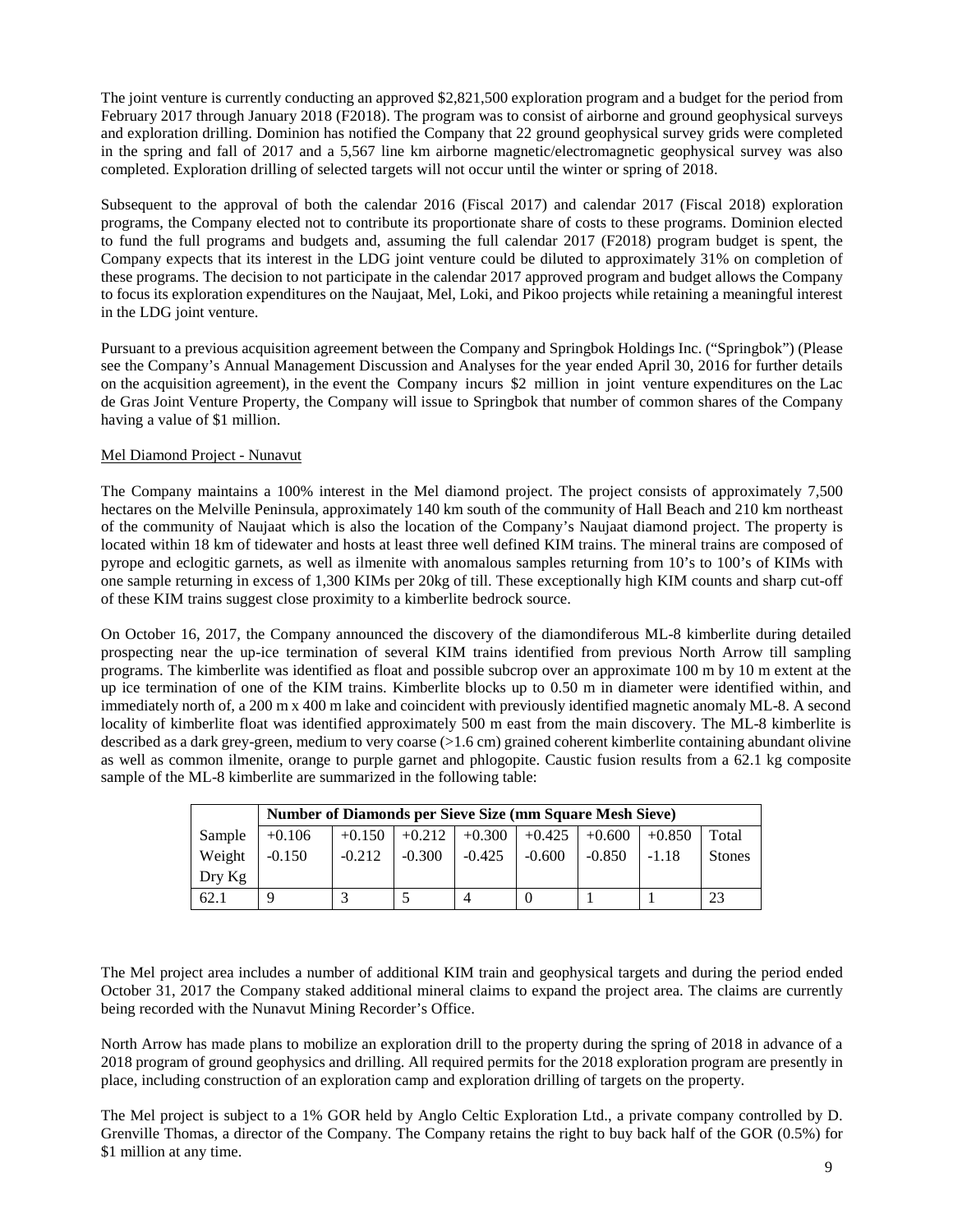The joint venture is currently conducting an approved $2,821,500 exploration program and a budget for the period from February 2017 through January 2018 (F2018). The program was to consist of airborne and ground geophysical surveys and exploration drilling. Dominion has notified the Company that 22 ground geophysical survey grids were completed in the spring and fall of 2017 and a 5,567 line km airborne magnetic/electromagnetic geophysical survey was also completed. Exploration drilling of selected targets will not occur until the winter or spring of 2018.

Subsequent to the approval of both the calendar 2016 (Fiscal 2017) and calendar 2017 (Fiscal 2018) exploration programs, the Company elected not to contribute its proportionate share of costs to these programs. Dominion elected to fund the full programs and budgets and, assuming the full calendar 2017 (F2018) program budget is spent, the Company expects that its interest in the LDG joint venture could be diluted to approximately 31% on completion of these programs. The decision to not participate in the calendar 2017 approved program and budget allows the Company to focus its exploration expenditures on the Naujaat, Mel, Loki, and Pikoo projects while retaining a meaningful interest in the LDG joint venture.

Pursuant to a previous acquisition agreement between the Company and Springbok Holdings Inc. ("Springbok") (Please see the Company's Annual Management Discussion and Analyses for the year ended April 30, 2016 for further details on the acquisition agreement), in the event the Company incurs $2 million in joint venture expenditures on the Lac de Gras Joint Venture Property, the Company will issue to Springbok that number of common shares of the Company having a value of $1 million.

Mel Diamond Project - Nunavut

The Company maintains a 100% interest in the Mel diamond project. The project consists of approximately 7,500 hectares on the Melville Peninsula, approximately 140 km south of the community of Hall Beach and 210 km northeast of the community of Naujaat which is also the location of the Company's Naujaat diamond project. The property is located within 18 km of tidewater and hosts at least three well defined KIM trains. The mineral trains are composed of pyrope and eclogitic garnets, as well as ilmenite with anomalous samples returning from 10's to 100's of KIMs with one sample returning in excess of 1,300 KIMs per 20kg of till. These exceptionally high KIM counts and sharp cut-off of these KIM trains suggest close proximity to a kimberlite bedrock source.

On October 16, 2017, the Company announced the discovery of the diamondiferous ML-8 kimberlite during detailed prospecting near the up-ice termination of several KIM trains identified from previous North Arrow till sampling programs. The kimberlite was identified as float and possible subcrop over an approximate 100 m by 10 m extent at the up ice termination of one of the KIM trains. Kimberlite blocks up to 0.50 m in diameter were identified within, and immediately north of, a 200 m x 400 m lake and coincident with previously identified magnetic anomaly ML-8. A second locality of kimberlite float was identified approximately 500 m east from the main discovery. The ML-8 kimberlite is described as a dark grey-green, medium to very coarse (>1.6 cm) grained coherent kimberlite containing abundant olivine as well as common ilmenite, orange to purple garnet and phlogopite. Caustic fusion results from a 62.1 kg composite sample of the ML-8 kimberlite are summarized in the following table:

| | **Number of Diamonds per Sieve Size (mm Square Mesh Sieve)** | | | | | | | |
|---|---|---|---|---|---|---|---|---|
| Sample Weight Dry Kg | +0.106 -0.150 | +0.150 -0.212 | +0.212 -0.300 | +0.300 -0.425 | +0.425 -0.600 | +0.600 -0.850 | +0.850 -1.18 | Total Stones |
| 62.1 | 9 | 3 | 5 | 4 | 0 | 1 | 1 | 23 |

The Mel project area includes a number of additional KIM train and geophysical targets and during the period ended October 31, 2017 the Company staked additional mineral claims to expand the project area. The claims are currently being recorded with the Nunavut Mining Recorder's Office.

North Arrow has made plans to mobilize an exploration drill to the property during the spring of 2018 in advance of a 2018 program of ground geophysics and drilling. All required permits for the 2018 exploration program are presently in place, including construction of an exploration camp and exploration drilling of targets on the property.

The Mel project is subject to a 1% GOR held by Anglo Celtic Exploration Ltd., a private company controlled by D. Grenville Thomas, a director of the Company. The Company retains the right to buy back half of the GOR (0.5%) for $1 million at any time.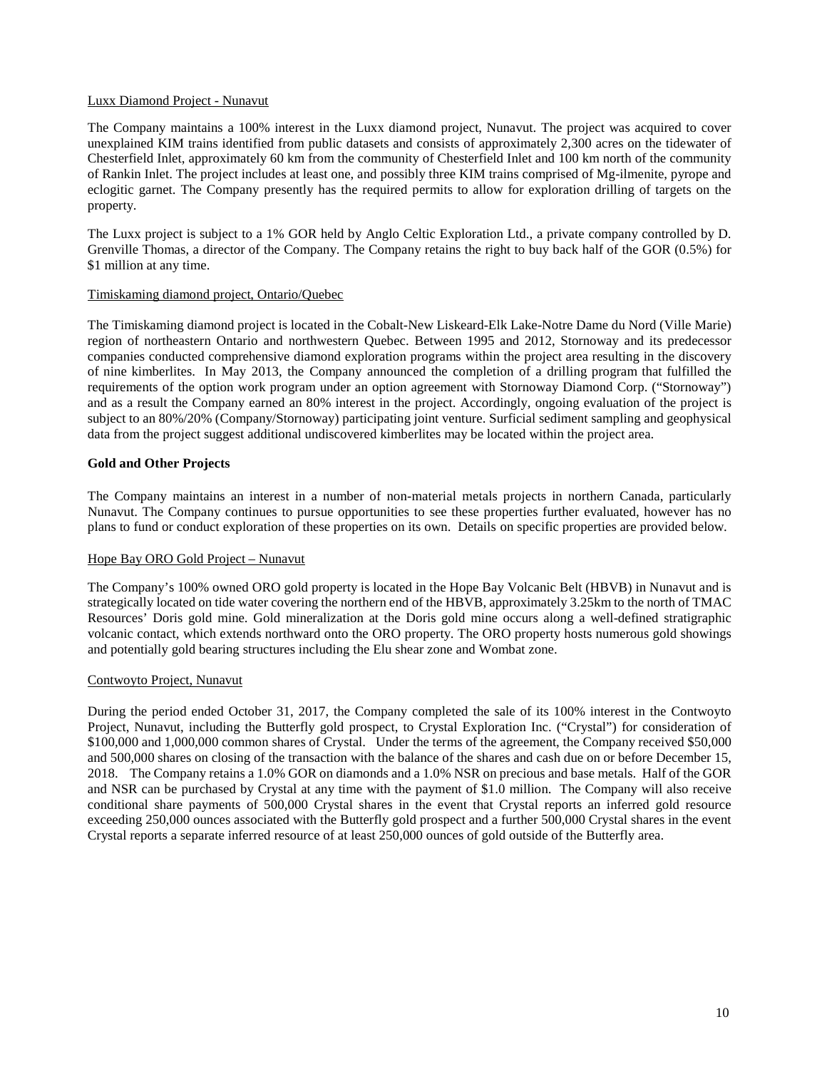Luxx Diamond Project - Nunavut

The Company maintains a 100% interest in the Luxx diamond project, Nunavut. The project was acquired to cover unexplained KIM trains identified from public datasets and consists of approximately 2,300 acres on the tidewater of Chesterfield Inlet, approximately 60 km from the community of Chesterfield Inlet and 100 km north of the community of Rankin Inlet. The project includes at least one, and possibly three KIM trains comprised of Mg-ilmenite, pyrope and eclogitic garnet. The Company presently has the required permits to allow for exploration drilling of targets on the property.

The Luxx project is subject to a 1% GOR held by Anglo Celtic Exploration Ltd., a private company controlled by D. Grenville Thomas, a director of the Company. The Company retains the right to buy back half of the GOR (0.5%) for $1 million at any time.

Timiskaming diamond project, Ontario/Quebec

The Timiskaming diamond project is located in the Cobalt-New Liskeard-Elk Lake-Notre Dame du Nord (Ville Marie) region of northeastern Ontario and northwestern Quebec. Between 1995 and 2012, Stornoway and its predecessor companies conducted comprehensive diamond exploration programs within the project area resulting in the discovery of nine kimberlites. In May 2013, the Company announced the completion of a drilling program that fulfilled the requirements of the option work program under an option agreement with Stornoway Diamond Corp. ("Stornoway") and as a result the Company earned an 80% interest in the project. Accordingly, ongoing evaluation of the project is subject to an 80%/20% (Company/Stornoway) participating joint venture. Surficial sediment sampling and geophysical data from the project suggest additional undiscovered kimberlites may be located within the project area.

**Gold and Other Projects**

The Company maintains an interest in a number of non-material metals projects in northern Canada, particularly Nunavut. The Company continues to pursue opportunities to see these properties further evaluated, however has no plans to fund or conduct exploration of these properties on its own. Details on specific properties are provided below.

Hope Bay ORO Gold Project – Nunavut

The Company's 100% owned ORO gold property is located in the Hope Bay Volcanic Belt (HBVB) in Nunavut and is strategically located on tide water covering the northern end of the HBVB, approximately 3.25km to the north of TMAC Resources' Doris gold mine. Gold mineralization at the Doris gold mine occurs along a well-defined stratigraphic volcanic contact, which extends northward onto the ORO property. The ORO property hosts numerous gold showings and potentially gold bearing structures including the Elu shear zone and Wombat zone.

Contwoyto Project, Nunavut

During the period ended October 31, 2017, the Company completed the sale of its 100% interest in the Contwoyto Project, Nunavut, including the Butterfly gold prospect, to Crystal Exploration Inc. ("Crystal") for consideration of $100,000 and 1,000,000 common shares of Crystal. Under the terms of the agreement, the Company received $50,000 and 500,000 shares on closing of the transaction with the balance of the shares and cash due on or before December 15, 2018. The Company retains a 1.0% GOR on diamonds and a 1.0% NSR on precious and base metals. Half of the GOR and NSR can be purchased by Crystal at any time with the payment of $1.0 million. The Company will also receive conditional share payments of 500,000 Crystal shares in the event that Crystal reports an inferred gold resource exceeding 250,000 ounces associated with the Butterfly gold prospect and a further 500,000 Crystal shares in the event Crystal reports a separate inferred resource of at least 250,000 ounces of gold outside of the Butterfly area.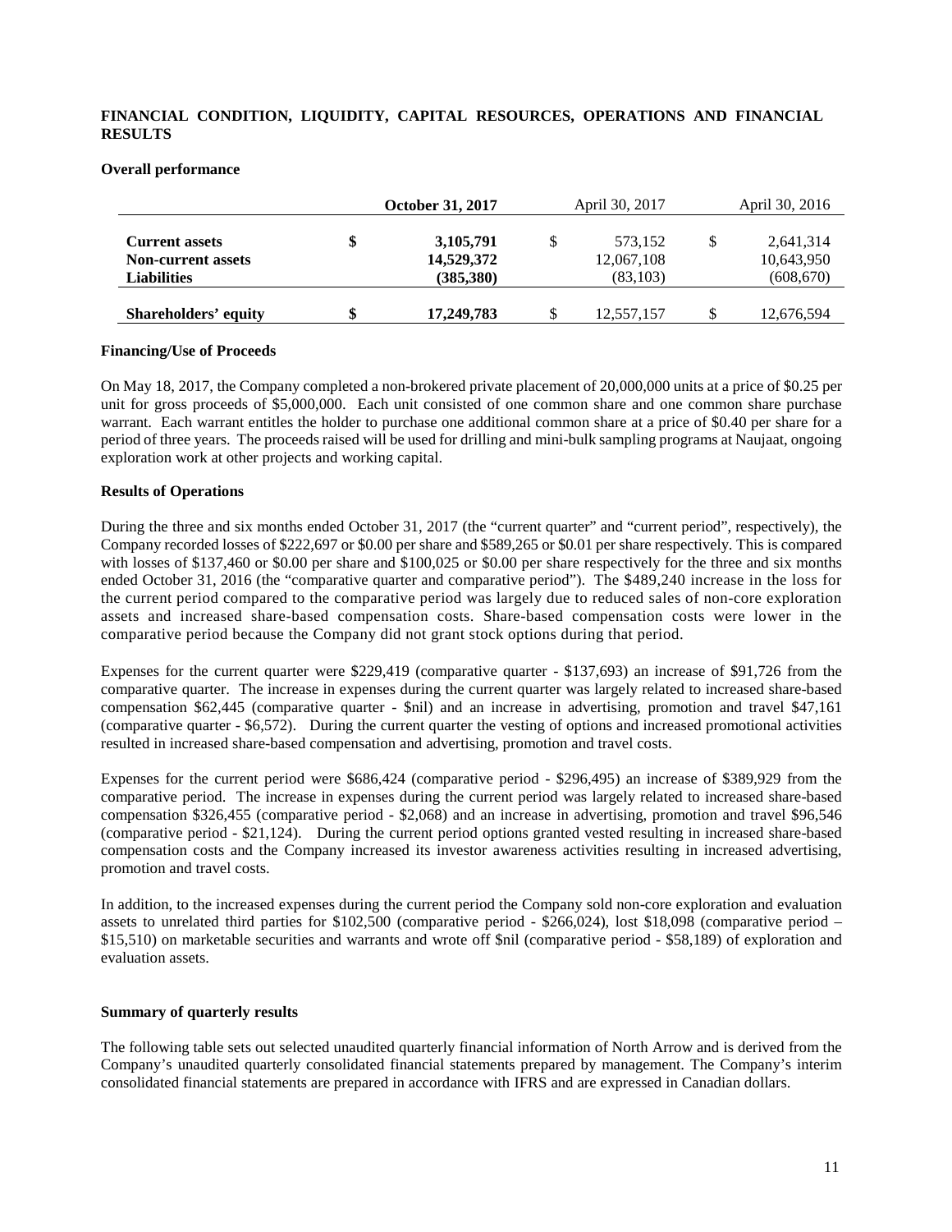## FINANCIAL CONDITION, LIQUIDITY, CAPITAL RESOURCES, OPERATIONS AND FINANCIAL RESULTS

### Overall performance

| | **October 31, 2017** | April 30, 2017 | April 30, 2016 |
|---|---|---|---|
| **Current assets** | **$ 3,105,791** | $ 573,152 | $ 2,641,314 |
| **Non-current assets** | **14,529,372** | 12,067,108 | 10,643,950 |
| **Liabilities** | **(385,380)** | (83,103) | (608,670) |
| **Shareholders' equity** | **$ 17,249,783** | $ 12,557,157 | $ 12,676,594 |

### Financing/Use of Proceeds

On May 18, 2017, the Company completed a non-brokered private placement of 20,000,000 units at a price of $0.25 per unit for gross proceeds of $5,000,000. Each unit consisted of one common share and one common share purchase warrant. Each warrant entitles the holder to purchase one additional common share at a price of $0.40 per share for a period of three years. The proceeds raised will be used for drilling and mini-bulk sampling programs at Naujaat, ongoing exploration work at other projects and working capital.

### Results of Operations

During the three and six months ended October 31, 2017 (the "current quarter" and "current period", respectively), the Company recorded losses of $222,697 or $0.00 per share and $589,265 or $0.01 per share respectively. This is compared with losses of $137,460 or $0.00 per share and $100,025 or $0.00 per share respectively for the three and six months ended October 31, 2016 (the "comparative quarter and comparative period"). The $489,240 increase in the loss for the current period compared to the comparative period was largely due to reduced sales of non-core exploration assets and increased share-based compensation costs. Share-based compensation costs were lower in the comparative period because the Company did not grant stock options during that period.

Expenses for the current quarter were $229,419 (comparative quarter - $137,693) an increase of $91,726 from the comparative quarter. The increase in expenses during the current quarter was largely related to increased share-based compensation $62,445 (comparative quarter - $nil) and an increase in advertising, promotion and travel $47,161 (comparative quarter - $6,572). During the current quarter the vesting of options and increased promotional activities resulted in increased share-based compensation and advertising, promotion and travel costs.

Expenses for the current period were $686,424 (comparative period - $296,495) an increase of $389,929 from the comparative period. The increase in expenses during the current period was largely related to increased share-based compensation $326,455 (comparative period - $2,068) and an increase in advertising, promotion and travel $96,546 (comparative period - $21,124). During the current period options granted vested resulting in increased share-based compensation costs and the Company increased its investor awareness activities resulting in increased advertising, promotion and travel costs.

In addition, to the increased expenses during the current period the Company sold non-core exploration and evaluation assets to unrelated third parties for $102,500 (comparative period - $266,024), lost $18,098 (comparative period – $15,510) on marketable securities and warrants and wrote off $nil (comparative period - $58,189) of exploration and evaluation assets.

### Summary of quarterly results

The following table sets out selected unaudited quarterly financial information of North Arrow and is derived from the Company's unaudited quarterly consolidated financial statements prepared by management. The Company's interim consolidated financial statements are prepared in accordance with IFRS and are expressed in Canadian dollars.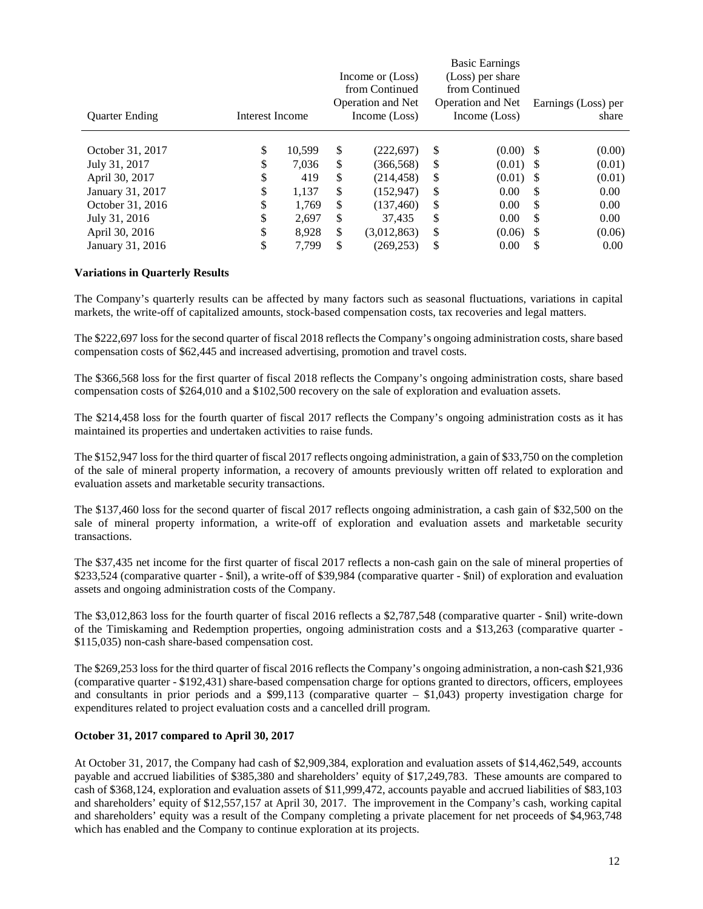| Quarter Ending | Interest Income | Income or (Loss) from Continued Operation and Net Income (Loss) | Basic Earnings (Loss) per share from Continued Operation and Net Income (Loss) | Earnings (Loss) per share |
|---|---|---|---|---|
| October 31, 2017 | $ 10,599 | $ (222,697) | $ (0.00) | $ (0.00) |
| July 31, 2017 | $ 7,036 | $ (366,568) | $ (0.01) | $ (0.01) |
| April 30, 2017 | $ 419 | $ (214,458) | $ (0.01) | $ (0.01) |
| January 31, 2017 | $ 1,137 | $ (152,947) | $ 0.00 | $ 0.00 |
| October 31, 2016 | $ 1,769 | $ (137,460) | $ 0.00 | $ 0.00 |
| July 31, 2016 | $ 2,697 | $ 37,435 | $ 0.00 | $ 0.00 |
| April 30, 2016 | $ 8,928 | $ (3,012,863) | $ (0.06) | $ (0.06) |
| January 31, 2016 | $ 7,799 | $ (269,253) | $ 0.00 | $ 0.00 |

**Variations in Quarterly Results**

The Company's quarterly results can be affected by many factors such as seasonal fluctuations, variations in capital markets, the write-off of capitalized amounts, stock-based compensation costs, tax recoveries and legal matters.

The $222,697 loss for the second quarter of fiscal 2018 reflects the Company's ongoing administration costs, share based compensation costs of $62,445 and increased advertising, promotion and travel costs.

The $366,568 loss for the first quarter of fiscal 2018 reflects the Company's ongoing administration costs, share based compensation costs of $264,010 and a $102,500 recovery on the sale of exploration and evaluation assets.

The $214,458 loss for the fourth quarter of fiscal 2017 reflects the Company's ongoing administration costs as it has maintained its properties and undertaken activities to raise funds.

The $152,947 loss for the third quarter of fiscal 2017 reflects ongoing administration, a gain of $33,750 on the completion of the sale of mineral property information, a recovery of amounts previously written off related to exploration and evaluation assets and marketable security transactions.

The $137,460 loss for the second quarter of fiscal 2017 reflects ongoing administration, a cash gain of $32,500 on the sale of mineral property information, a write-off of exploration and evaluation assets and marketable security transactions.

The $37,435 net income for the first quarter of fiscal 2017 reflects a non-cash gain on the sale of mineral properties of $233,524 (comparative quarter - $nil), a write-off of $39,984 (comparative quarter - $nil) of exploration and evaluation assets and ongoing administration costs of the Company.

The $3,012,863 loss for the fourth quarter of fiscal 2016 reflects a $2,787,548 (comparative quarter - $nil) write-down of the Timiskaming and Redemption properties, ongoing administration costs and a $13,263 (comparative quarter - $115,035) non-cash share-based compensation cost.

The $269,253 loss for the third quarter of fiscal 2016 reflects the Company's ongoing administration, a non-cash $21,936 (comparative quarter - $192,431) share-based compensation charge for options granted to directors, officers, employees and consultants in prior periods and a $99,113 (comparative quarter – $1,043) property investigation charge for expenditures related to project evaluation costs and a cancelled drill program.

**October 31, 2017 compared to April 30, 2017**

At October 31, 2017, the Company had cash of $2,909,384, exploration and evaluation assets of $14,462,549, accounts payable and accrued liabilities of $385,380 and shareholders' equity of $17,249,783. These amounts are compared to cash of $368,124, exploration and evaluation assets of $11,999,472, accounts payable and accrued liabilities of $83,103 and shareholders' equity of $12,557,157 at April 30, 2017. The improvement in the Company's cash, working capital and shareholders' equity was a result of the Company completing a private placement for net proceeds of $4,963,748 which has enabled and the Company to continue exploration at its projects.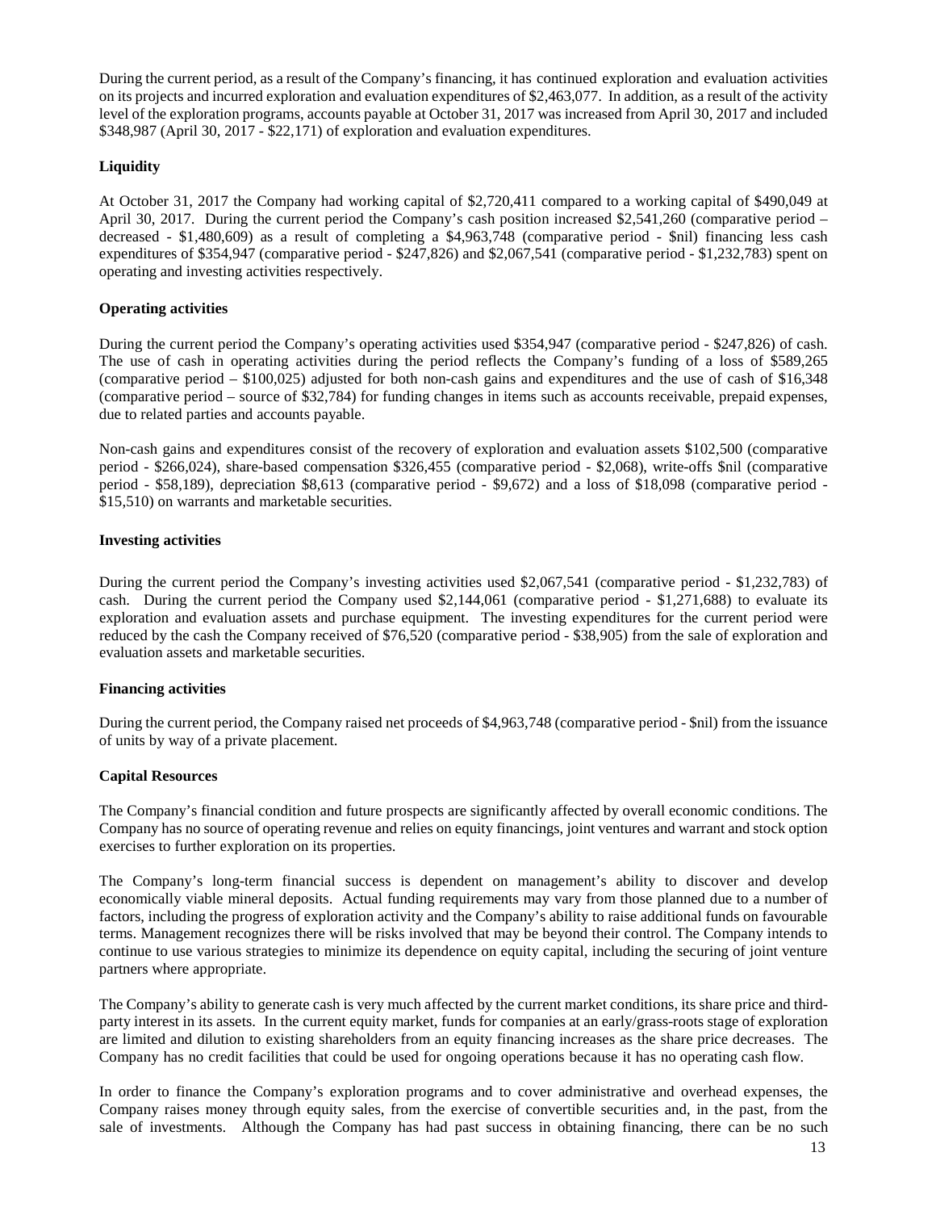During the current period, as a result of the Company's financing, it has continued exploration and evaluation activities on its projects and incurred exploration and evaluation expenditures of $2,463,077. In addition, as a result of the activity level of the exploration programs, accounts payable at October 31, 2017 was increased from April 30, 2017 and included $348,987 (April 30, 2017 - $22,171) of exploration and evaluation expenditures.

**Liquidity**

At October 31, 2017 the Company had working capital of $2,720,411 compared to a working capital of $490,049 at April 30, 2017. During the current period the Company's cash position increased $2,541,260 (comparative period – decreased - $1,480,609) as a result of completing a $4,963,748 (comparative period - $nil) financing less cash expenditures of $354,947 (comparative period - $247,826) and $2,067,541 (comparative period - $1,232,783) spent on operating and investing activities respectively.

**Operating activities**

During the current period the Company's operating activities used $354,947 (comparative period - $247,826) of cash. The use of cash in operating activities during the period reflects the Company's funding of a loss of $589,265 (comparative period – $100,025) adjusted for both non-cash gains and expenditures and the use of cash of $16,348 (comparative period – source of $32,784) for funding changes in items such as accounts receivable, prepaid expenses, due to related parties and accounts payable.

Non-cash gains and expenditures consist of the recovery of exploration and evaluation assets $102,500 (comparative period - $266,024), share-based compensation $326,455 (comparative period - $2,068), write-offs $nil (comparative period - $58,189), depreciation $8,613 (comparative period - $9,672) and a loss of $18,098 (comparative period - $15,510) on warrants and marketable securities.

**Investing activities**

During the current period the Company's investing activities used $2,067,541 (comparative period - $1,232,783) of cash. During the current period the Company used $2,144,061 (comparative period - $1,271,688) to evaluate its exploration and evaluation assets and purchase equipment. The investing expenditures for the current period were reduced by the cash the Company received of $76,520 (comparative period - $38,905) from the sale of exploration and evaluation assets and marketable securities.

**Financing activities**

During the current period, the Company raised net proceeds of $4,963,748 (comparative period - $nil) from the issuance of units by way of a private placement.

**Capital Resources**

The Company's financial condition and future prospects are significantly affected by overall economic conditions. The Company has no source of operating revenue and relies on equity financings, joint ventures and warrant and stock option exercises to further exploration on its properties.

The Company's long-term financial success is dependent on management's ability to discover and develop economically viable mineral deposits. Actual funding requirements may vary from those planned due to a number of factors, including the progress of exploration activity and the Company's ability to raise additional funds on favourable terms. Management recognizes there will be risks involved that may be beyond their control. The Company intends to continue to use various strategies to minimize its dependence on equity capital, including the securing of joint venture partners where appropriate.

The Company's ability to generate cash is very much affected by the current market conditions, its share price and third-party interest in its assets. In the current equity market, funds for companies at an early/grass-roots stage of exploration are limited and dilution to existing shareholders from an equity financing increases as the share price decreases. The Company has no credit facilities that could be used for ongoing operations because it has no operating cash flow.

In order to finance the Company's exploration programs and to cover administrative and overhead expenses, the Company raises money through equity sales, from the exercise of convertible securities and, in the past, from the sale of investments. Although the Company has had past success in obtaining financing, there can be no such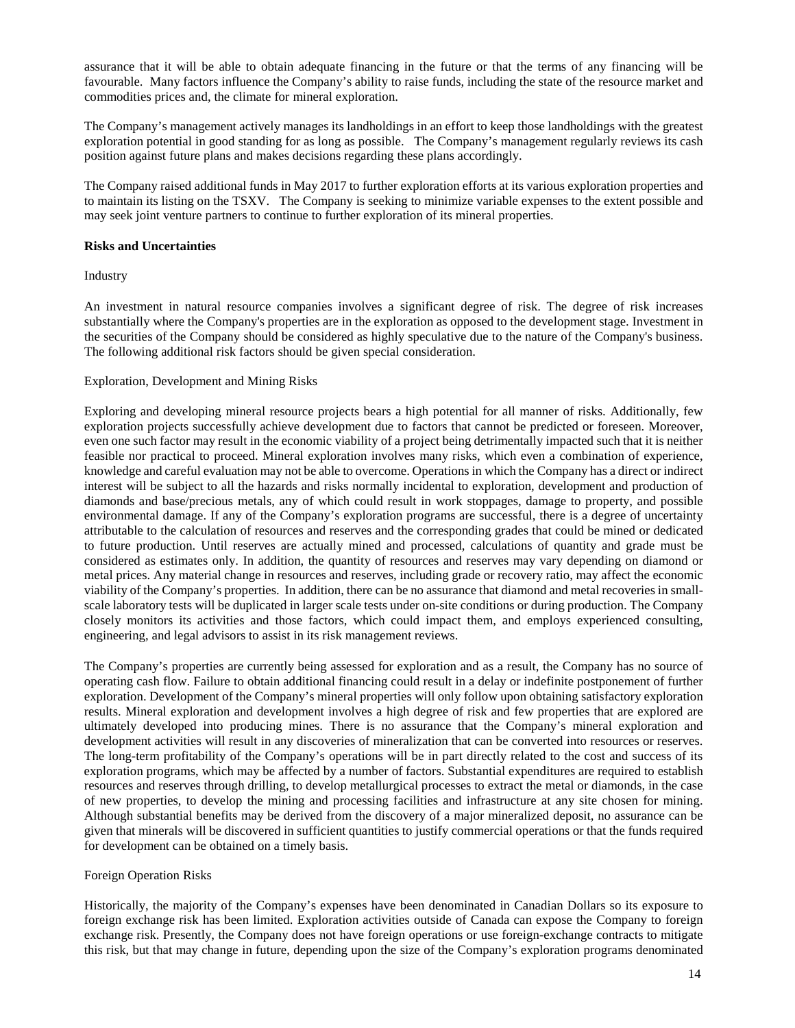assurance that it will be able to obtain adequate financing in the future or that the terms of any financing will be favourable. Many factors influence the Company's ability to raise funds, including the state of the resource market and commodities prices and, the climate for mineral exploration.

The Company's management actively manages its landholdings in an effort to keep those landholdings with the greatest exploration potential in good standing for as long as possible. The Company's management regularly reviews its cash position against future plans and makes decisions regarding these plans accordingly.

The Company raised additional funds in May 2017 to further exploration efforts at its various exploration properties and to maintain its listing on the TSXV. The Company is seeking to minimize variable expenses to the extent possible and may seek joint venture partners to continue to further exploration of its mineral properties.

**Risks and Uncertainties**

Industry

An investment in natural resource companies involves a significant degree of risk. The degree of risk increases substantially where the Company's properties are in the exploration as opposed to the development stage. Investment in the securities of the Company should be considered as highly speculative due to the nature of the Company's business. The following additional risk factors should be given special consideration.

Exploration, Development and Mining Risks

Exploring and developing mineral resource projects bears a high potential for all manner of risks. Additionally, few exploration projects successfully achieve development due to factors that cannot be predicted or foreseen. Moreover, even one such factor may result in the economic viability of a project being detrimentally impacted such that it is neither feasible nor practical to proceed. Mineral exploration involves many risks, which even a combination of experience, knowledge and careful evaluation may not be able to overcome. Operations in which the Company has a direct or indirect interest will be subject to all the hazards and risks normally incidental to exploration, development and production of diamonds and base/precious metals, any of which could result in work stoppages, damage to property, and possible environmental damage. If any of the Company's exploration programs are successful, there is a degree of uncertainty attributable to the calculation of resources and reserves and the corresponding grades that could be mined or dedicated to future production. Until reserves are actually mined and processed, calculations of quantity and grade must be considered as estimates only. In addition, the quantity of resources and reserves may vary depending on diamond or metal prices. Any material change in resources and reserves, including grade or recovery ratio, may affect the economic viability of the Company's properties. In addition, there can be no assurance that diamond and metal recoveries in small-scale laboratory tests will be duplicated in larger scale tests under on-site conditions or during production. The Company closely monitors its activities and those factors, which could impact them, and employs experienced consulting, engineering, and legal advisors to assist in its risk management reviews.

The Company's properties are currently being assessed for exploration and as a result, the Company has no source of operating cash flow. Failure to obtain additional financing could result in a delay or indefinite postponement of further exploration. Development of the Company's mineral properties will only follow upon obtaining satisfactory exploration results. Mineral exploration and development involves a high degree of risk and few properties that are explored are ultimately developed into producing mines. There is no assurance that the Company's mineral exploration and development activities will result in any discoveries of mineralization that can be converted into resources or reserves. The long-term profitability of the Company's operations will be in part directly related to the cost and success of its exploration programs, which may be affected by a number of factors. Substantial expenditures are required to establish resources and reserves through drilling, to develop metallurgical processes to extract the metal or diamonds, in the case of new properties, to develop the mining and processing facilities and infrastructure at any site chosen for mining. Although substantial benefits may be derived from the discovery of a major mineralized deposit, no assurance can be given that minerals will be discovered in sufficient quantities to justify commercial operations or that the funds required for development can be obtained on a timely basis.

Foreign Operation Risks

Historically, the majority of the Company's expenses have been denominated in Canadian Dollars so its exposure to foreign exchange risk has been limited. Exploration activities outside of Canada can expose the Company to foreign exchange risk. Presently, the Company does not have foreign operations or use foreign-exchange contracts to mitigate this risk, but that may change in future, depending upon the size of the Company's exploration programs denominated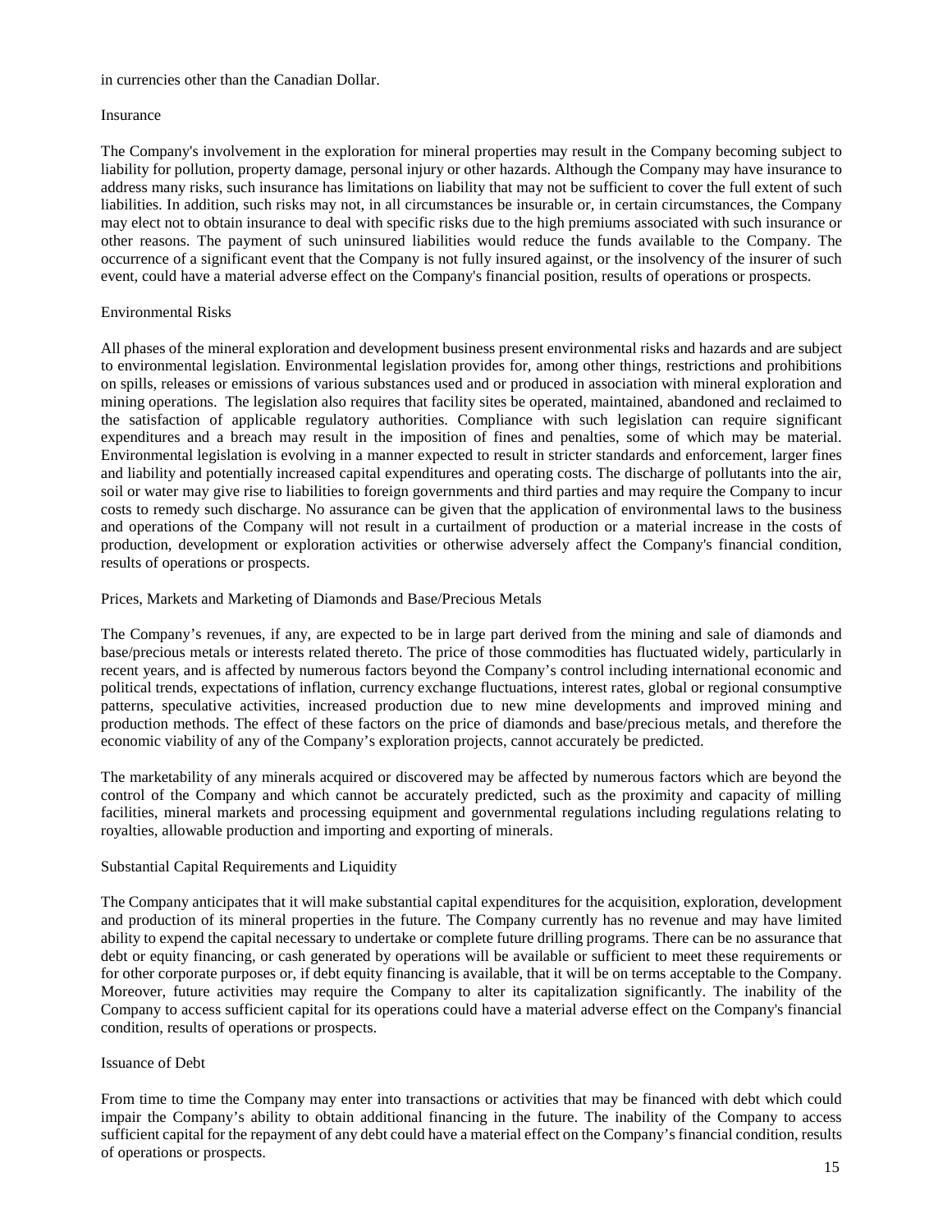in currencies other than the Canadian Dollar.

### Insurance

The Company's involvement in the exploration for mineral properties may result in the Company becoming subject to liability for pollution, property damage, personal injury or other hazards. Although the Company may have insurance to address many risks, such insurance has limitations on liability that may not be sufficient to cover the full extent of such liabilities. In addition, such risks may not, in all circumstances be insurable or, in certain circumstances, the Company may elect not to obtain insurance to deal with specific risks due to the high premiums associated with such insurance or other reasons. The payment of such uninsured liabilities would reduce the funds available to the Company. The occurrence of a significant event that the Company is not fully insured against, or the insolvency of the insurer of such event, could have a material adverse effect on the Company's financial position, results of operations or prospects.

### Environmental Risks

All phases of the mineral exploration and development business present environmental risks and hazards and are subject to environmental legislation. Environmental legislation provides for, among other things, restrictions and prohibitions on spills, releases or emissions of various substances used and or produced in association with mineral exploration and mining operations. The legislation also requires that facility sites be operated, maintained, abandoned and reclaimed to the satisfaction of applicable regulatory authorities. Compliance with such legislation can require significant expenditures and a breach may result in the imposition of fines and penalties, some of which may be material. Environmental legislation is evolving in a manner expected to result in stricter standards and enforcement, larger fines and liability and potentially increased capital expenditures and operating costs. The discharge of pollutants into the air, soil or water may give rise to liabilities to foreign governments and third parties and may require the Company to incur costs to remedy such discharge. No assurance can be given that the application of environmental laws to the business and operations of the Company will not result in a curtailment of production or a material increase in the costs of production, development or exploration activities or otherwise adversely affect the Company's financial condition, results of operations or prospects.

### Prices, Markets and Marketing of Diamonds and Base/Precious Metals

The Company's revenues, if any, are expected to be in large part derived from the mining and sale of diamonds and base/precious metals or interests related thereto. The price of those commodities has fluctuated widely, particularly in recent years, and is affected by numerous factors beyond the Company's control including international economic and political trends, expectations of inflation, currency exchange fluctuations, interest rates, global or regional consumptive patterns, speculative activities, increased production due to new mine developments and improved mining and production methods. The effect of these factors on the price of diamonds and base/precious metals, and therefore the economic viability of any of the Company's exploration projects, cannot accurately be predicted.

The marketability of any minerals acquired or discovered may be affected by numerous factors which are beyond the control of the Company and which cannot be accurately predicted, such as the proximity and capacity of milling facilities, mineral markets and processing equipment and governmental regulations including regulations relating to royalties, allowable production and importing and exporting of minerals.

### Substantial Capital Requirements and Liquidity

The Company anticipates that it will make substantial capital expenditures for the acquisition, exploration, development and production of its mineral properties in the future. The Company currently has no revenue and may have limited ability to expend the capital necessary to undertake or complete future drilling programs. There can be no assurance that debt or equity financing, or cash generated by operations will be available or sufficient to meet these requirements or for other corporate purposes or, if debt equity financing is available, that it will be on terms acceptable to the Company. Moreover, future activities may require the Company to alter its capitalization significantly. The inability of the Company to access sufficient capital for its operations could have a material adverse effect on the Company's financial condition, results of operations or prospects.

### Issuance of Debt

From time to time the Company may enter into transactions or activities that may be financed with debt which could impair the Company's ability to obtain additional financing in the future. The inability of the Company to access sufficient capital for the repayment of any debt could have a material effect on the Company's financial condition, results of operations or prospects.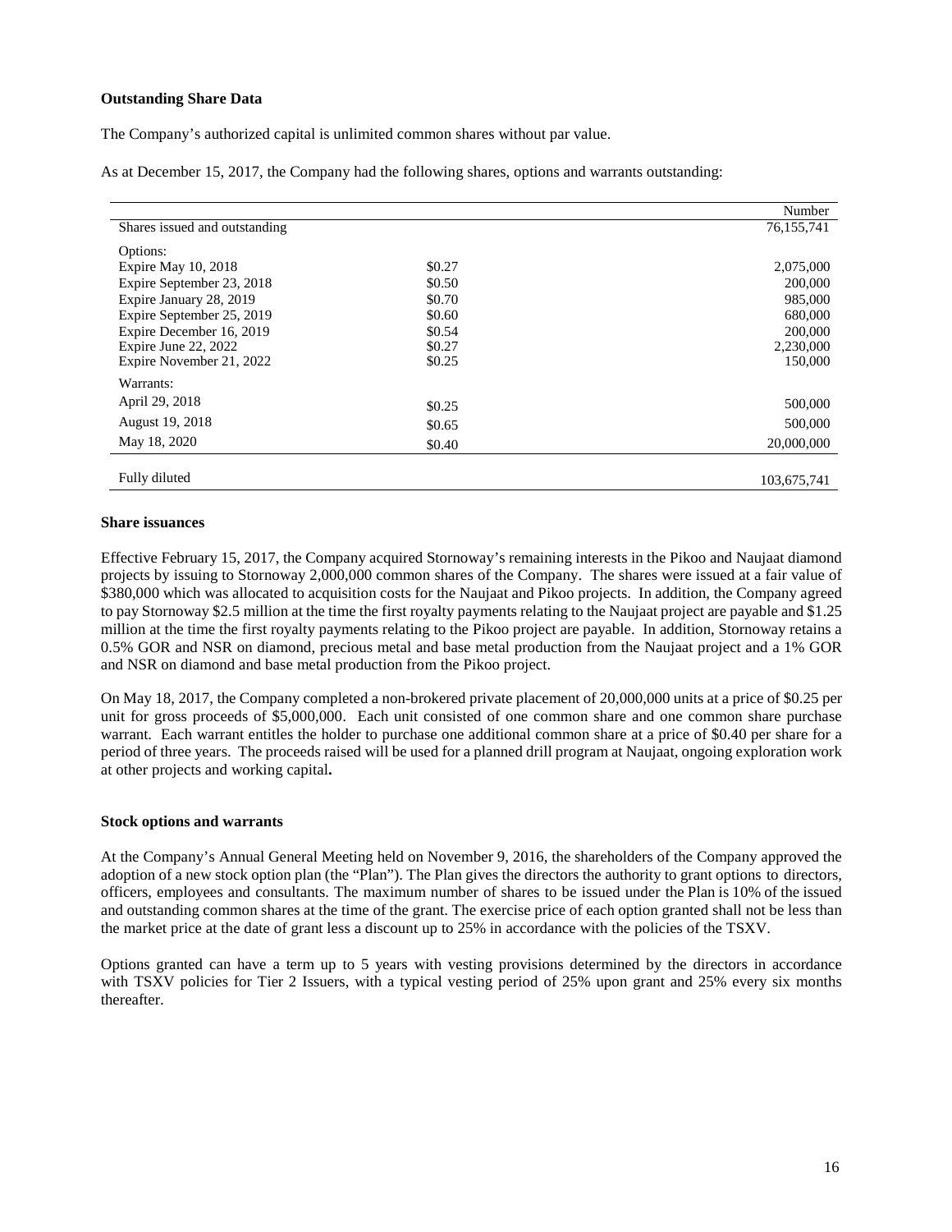**Outstanding Share Data**

The Company's authorized capital is unlimited common shares without par value.

As at December 15, 2017, the Company had the following shares, options and warrants outstanding:

| | | Number |
|---|---|---|
| Shares issued and outstanding | | 76,155,741 |
| Options: | | |
| Expire May 10, 2018 | $0.27 | 2,075,000 |
| Expire September 23, 2018 | $0.50 | 200,000 |
| Expire January 28, 2019 | $0.70 | 985,000 |
| Expire September 25, 2019 | $0.60 | 680,000 |
| Expire December 16, 2019 | $0.54 | 200,000 |
| Expire June 22, 2022 | $0.27 | 2,230,000 |
| Expire November 21, 2022 | $0.25 | 150,000 |
| Warrants: | | |
| April 29, 2018 | $0.25 | 500,000 |
| August 19, 2018 | $0.65 | 500,000 |
| May 18, 2020 | $0.40 | 20,000,000 |
| Fully diluted | | 103,675,741 |

**Share issuances**

Effective February 15, 2017, the Company acquired Stornoway's remaining interests in the Pikoo and Naujaat diamond projects by issuing to Stornoway 2,000,000 common shares of the Company. The shares were issued at a fair value of $380,000 which was allocated to acquisition costs for the Naujaat and Pikoo projects. In addition, the Company agreed to pay Stornoway $2.5 million at the time the first royalty payments relating to the Naujaat project are payable and $1.25 million at the time the first royalty payments relating to the Pikoo project are payable. In addition, Stornoway retains a 0.5% GOR and NSR on diamond, precious metal and base metal production from the Naujaat project and a 1% GOR and NSR on diamond and base metal production from the Pikoo project.

On May 18, 2017, the Company completed a non-brokered private placement of 20,000,000 units at a price of $0.25 per unit for gross proceeds of $5,000,000. Each unit consisted of one common share and one common share purchase warrant. Each warrant entitles the holder to purchase one additional common share at a price of $0.40 per share for a period of three years. The proceeds raised will be used for a planned drill program at Naujaat, ongoing exploration work at other projects and working capital.

**Stock options and warrants**

At the Company's Annual General Meeting held on November 9, 2016, the shareholders of the Company approved the adoption of a new stock option plan (the "Plan"). The Plan gives the directors the authority to grant options to directors, officers, employees and consultants. The maximum number of shares to be issued under the Plan is 10% of the issued and outstanding common shares at the time of the grant. The exercise price of each option granted shall not be less than the market price at the date of grant less a discount up to 25% in accordance with the policies of the TSXV.

Options granted can have a term up to 5 years with vesting provisions determined by the directors in accordance with TSXV policies for Tier 2 Issuers, with a typical vesting period of 25% upon grant and 25% every six months thereafter.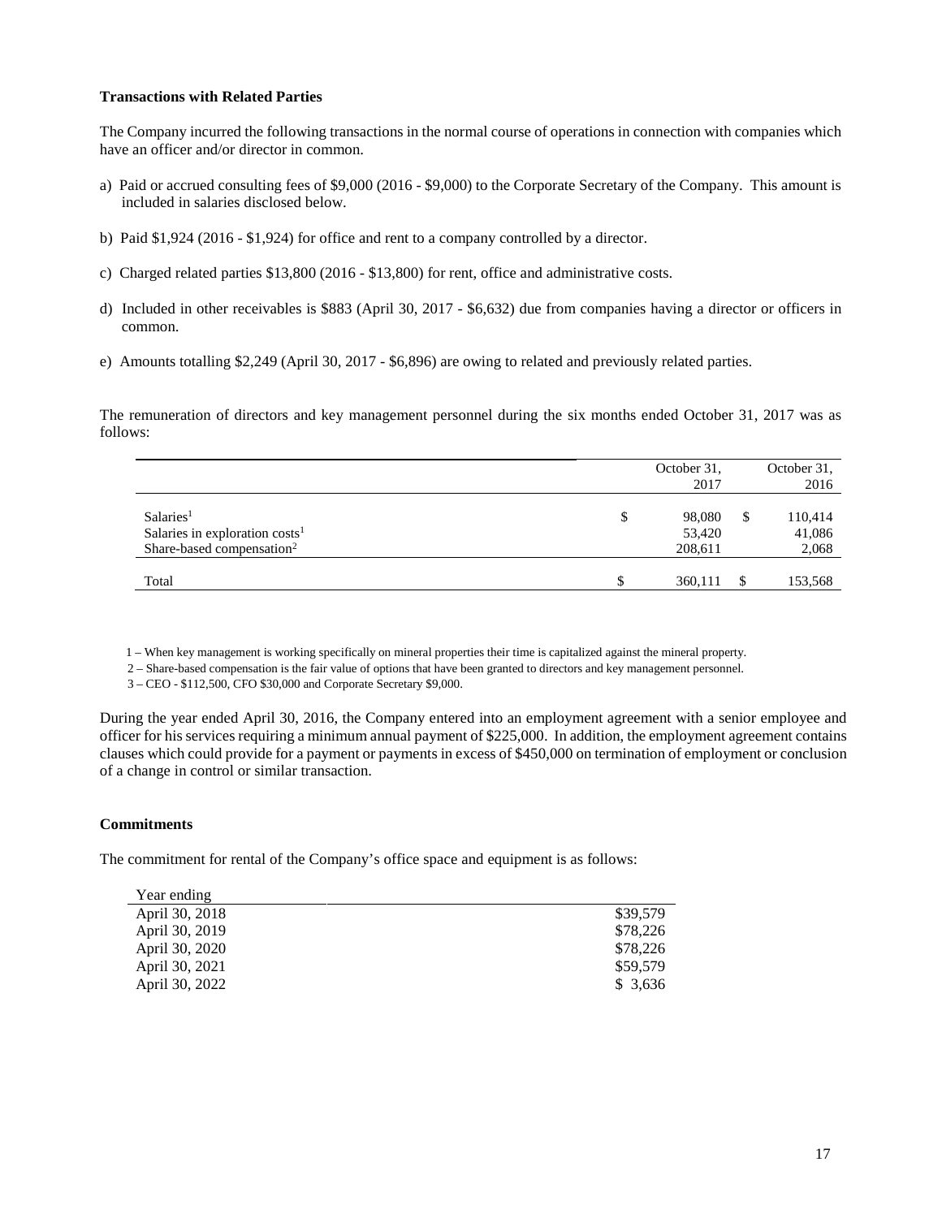### Transactions with Related Parties

The Company incurred the following transactions in the normal course of operations in connection with companies which have an officer and/or director in common.

a) Paid or accrued consulting fees of $9,000 (2016 - $9,000) to the Corporate Secretary of the Company. This amount is included in salaries disclosed below.

b) Paid $1,924 (2016 - $1,924) for office and rent to a company controlled by a director.

c) Charged related parties $13,800 (2016 - $13,800) for rent, office and administrative costs.

d) Included in other receivables is $883 (April 30, 2017 - $6,632) due from companies having a director or officers in common.

e) Amounts totalling $2,249 (April 30, 2017 - $6,896) are owing to related and previously related parties.

The remuneration of directors and key management personnel during the six months ended October 31, 2017 was as follows:

| | | October 31, 2017 | | October 31, 2016 |
|---|---|---|---|---|
| Salaries[1] | $ | 98,080 | $ | 110,414 |
| Salaries in exploration costs[1] | | 53,420 | | 41,086 |
| Share-based compensation[2] | | 208,611 | | 2,068 |
| Total | $ | 360,111 | $ | 153,568 |

1 – When key management is working specifically on mineral properties their time is capitalized against the mineral property.

2 – Share-based compensation is the fair value of options that have been granted to directors and key management personnel.

3 – CEO - $112,500, CFO $30,000 and Corporate Secretary $9,000.

During the year ended April 30, 2016, the Company entered into an employment agreement with a senior employee and officer for his services requiring a minimum annual payment of $225,000. In addition, the employment agreement contains clauses which could provide for a payment or payments in excess of $450,000 on termination of employment or conclusion of a change in control or similar transaction.

### Commitments

The commitment for rental of the Company's office space and equipment is as follows:

| Year ending | |
|---|---|
| April 30, 2018 | $39,579 |
| April 30, 2019 | $78,226 |
| April 30, 2020 | $78,226 |
| April 30, 2021 | $59,579 |
| April 30, 2022 | $ 3,636 |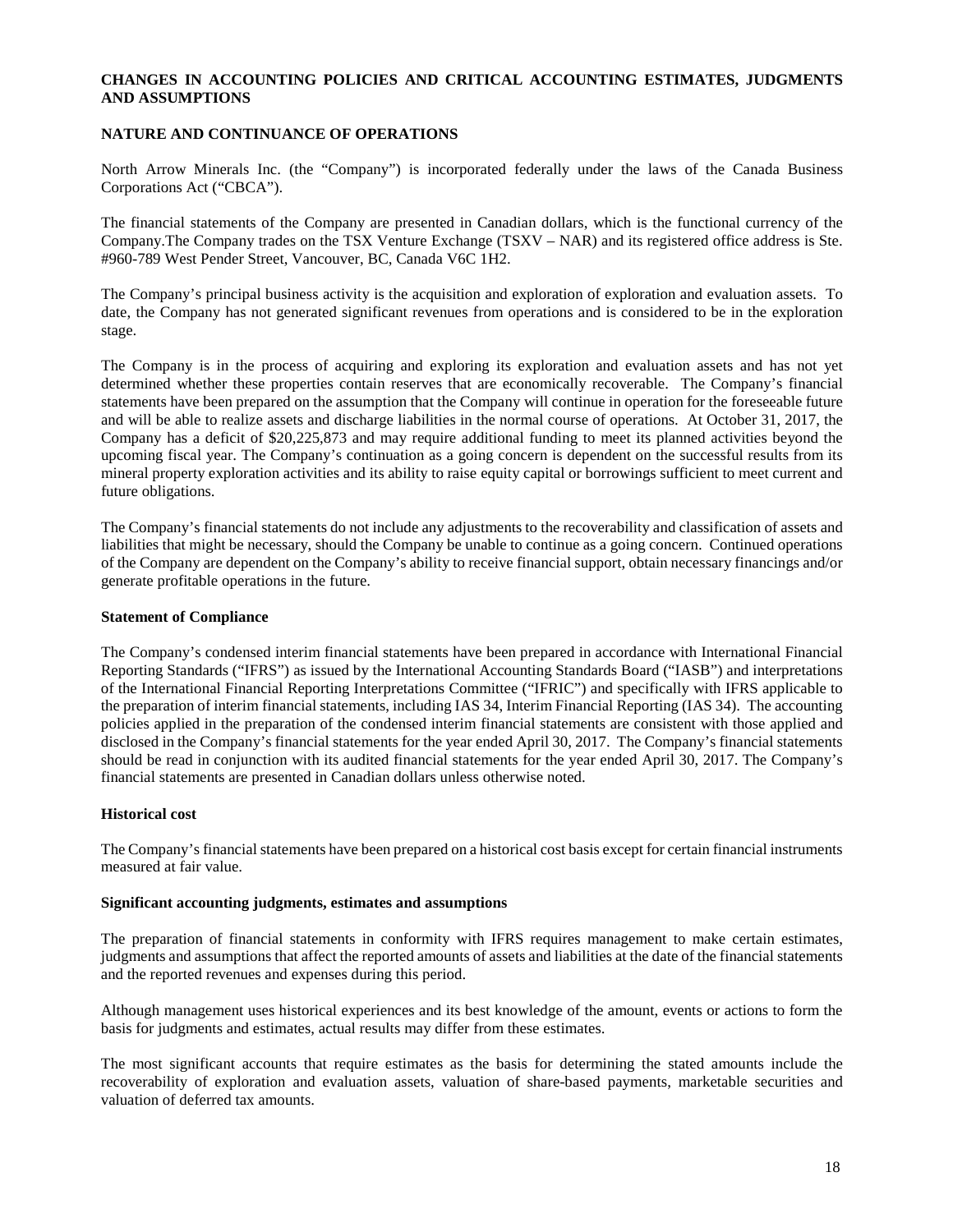## CHANGES IN ACCOUNTING POLICIES AND CRITICAL ACCOUNTING ESTIMATES, JUDGMENTS AND ASSUMPTIONS

### NATURE AND CONTINUANCE OF OPERATIONS

North Arrow Minerals Inc. (the "Company") is incorporated federally under the laws of the Canada Business Corporations Act ("CBCA").

The financial statements of the Company are presented in Canadian dollars, which is the functional currency of the Company.The Company trades on the TSX Venture Exchange (TSXV – NAR) and its registered office address is Ste. #960-789 West Pender Street, Vancouver, BC, Canada V6C 1H2.

The Company's principal business activity is the acquisition and exploration of exploration and evaluation assets. To date, the Company has not generated significant revenues from operations and is considered to be in the exploration stage.

The Company is in the process of acquiring and exploring its exploration and evaluation assets and has not yet determined whether these properties contain reserves that are economically recoverable. The Company's financial statements have been prepared on the assumption that the Company will continue in operation for the foreseeable future and will be able to realize assets and discharge liabilities in the normal course of operations. At October 31, 2017, the Company has a deficit of $20,225,873 and may require additional funding to meet its planned activities beyond the upcoming fiscal year. The Company's continuation as a going concern is dependent on the successful results from its mineral property exploration activities and its ability to raise equity capital or borrowings sufficient to meet current and future obligations.

The Company's financial statements do not include any adjustments to the recoverability and classification of assets and liabilities that might be necessary, should the Company be unable to continue as a going concern. Continued operations of the Company are dependent on the Company's ability to receive financial support, obtain necessary financings and/or generate profitable operations in the future.

#### Statement of Compliance

The Company's condensed interim financial statements have been prepared in accordance with International Financial Reporting Standards ("IFRS") as issued by the International Accounting Standards Board ("IASB") and interpretations of the International Financial Reporting Interpretations Committee ("IFRIC") and specifically with IFRS applicable to the preparation of interim financial statements, including IAS 34, Interim Financial Reporting (IAS 34). The accounting policies applied in the preparation of the condensed interim financial statements are consistent with those applied and disclosed in the Company's financial statements for the year ended April 30, 2017. The Company's financial statements should be read in conjunction with its audited financial statements for the year ended April 30, 2017. The Company's financial statements are presented in Canadian dollars unless otherwise noted.

#### Historical cost

The Company's financial statements have been prepared on a historical cost basis except for certain financial instruments measured at fair value.

#### Significant accounting judgments, estimates and assumptions

The preparation of financial statements in conformity with IFRS requires management to make certain estimates, judgments and assumptions that affect the reported amounts of assets and liabilities at the date of the financial statements and the reported revenues and expenses during this period.

Although management uses historical experiences and its best knowledge of the amount, events or actions to form the basis for judgments and estimates, actual results may differ from these estimates.

The most significant accounts that require estimates as the basis for determining the stated amounts include the recoverability of exploration and evaluation assets, valuation of share-based payments, marketable securities and valuation of deferred tax amounts.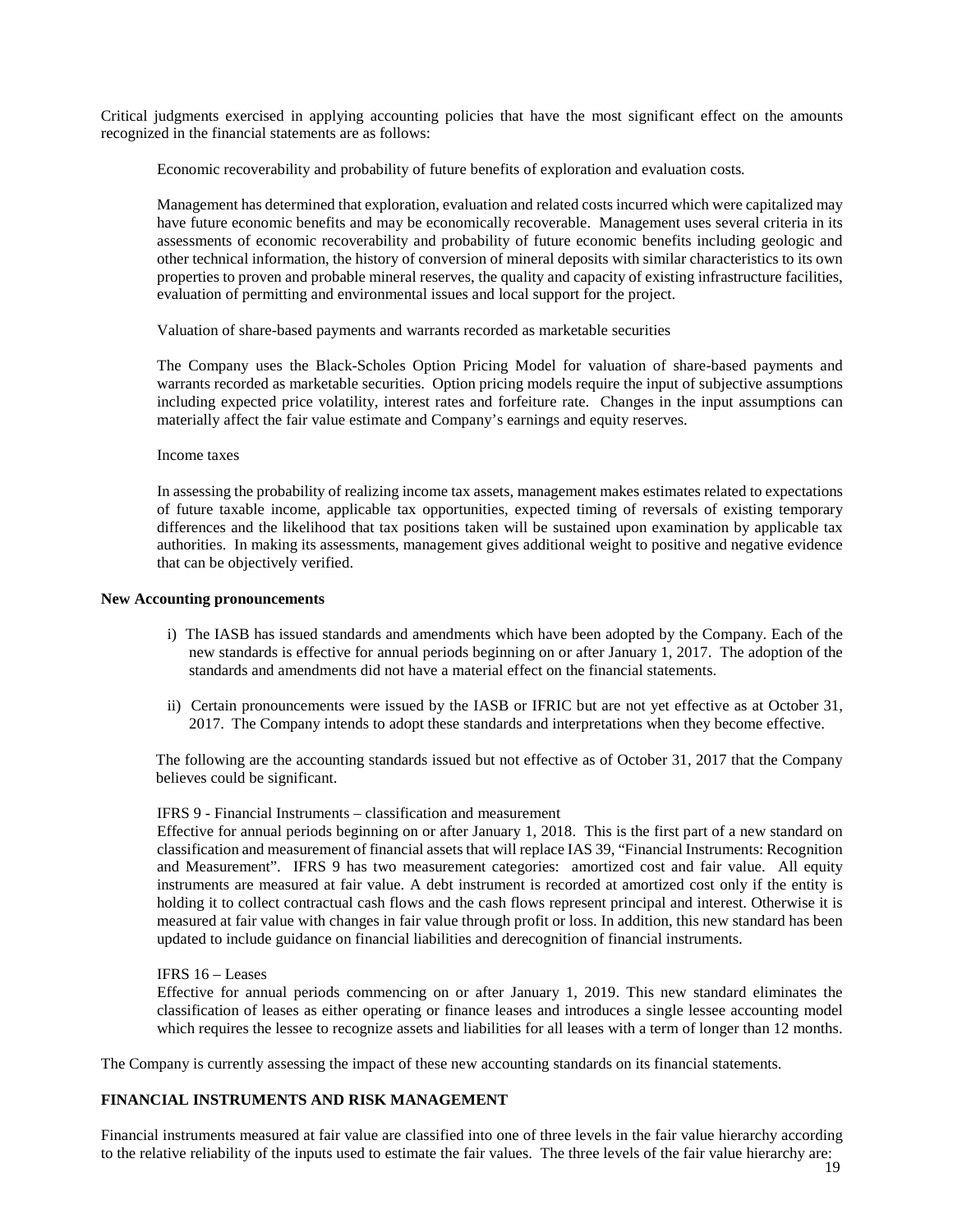Critical judgments exercised in applying accounting policies that have the most significant effect on the amounts recognized in the financial statements are as follows:

Economic recoverability and probability of future benefits of exploration and evaluation costs.

Management has determined that exploration, evaluation and related costs incurred which were capitalized may have future economic benefits and may be economically recoverable. Management uses several criteria in its assessments of economic recoverability and probability of future economic benefits including geologic and other technical information, the history of conversion of mineral deposits with similar characteristics to its own properties to proven and probable mineral reserves, the quality and capacity of existing infrastructure facilities, evaluation of permitting and environmental issues and local support for the project.

Valuation of share-based payments and warrants recorded as marketable securities

The Company uses the Black-Scholes Option Pricing Model for valuation of share-based payments and warrants recorded as marketable securities. Option pricing models require the input of subjective assumptions including expected price volatility, interest rates and forfeiture rate. Changes in the input assumptions can materially affect the fair value estimate and Company's earnings and equity reserves.

Income taxes

In assessing the probability of realizing income tax assets, management makes estimates related to expectations of future taxable income, applicable tax opportunities, expected timing of reversals of existing temporary differences and the likelihood that tax positions taken will be sustained upon examination by applicable tax authorities. In making its assessments, management gives additional weight to positive and negative evidence that can be objectively verified.

**New Accounting pronouncements**

i) The IASB has issued standards and amendments which have been adopted by the Company. Each of the new standards is effective for annual periods beginning on or after January 1, 2017. The adoption of the standards and amendments did not have a material effect on the financial statements.

ii) Certain pronouncements were issued by the IASB or IFRIC but are not yet effective as at October 31, 2017. The Company intends to adopt these standards and interpretations when they become effective.

The following are the accounting standards issued but not effective as of October 31, 2017 that the Company believes could be significant.

IFRS 9 - Financial Instruments – classification and measurement
Effective for annual periods beginning on or after January 1, 2018. This is the first part of a new standard on classification and measurement of financial assets that will replace IAS 39, "Financial Instruments: Recognition and Measurement". IFRS 9 has two measurement categories: amortized cost and fair value. All equity instruments are measured at fair value. A debt instrument is recorded at amortized cost only if the entity is holding it to collect contractual cash flows and the cash flows represent principal and interest. Otherwise it is measured at fair value with changes in fair value through profit or loss. In addition, this new standard has been updated to include guidance on financial liabilities and derecognition of financial instruments.

IFRS 16 – Leases
Effective for annual periods commencing on or after January 1, 2019. This new standard eliminates the classification of leases as either operating or finance leases and introduces a single lessee accounting model which requires the lessee to recognize assets and liabilities for all leases with a term of longer than 12 months.

The Company is currently assessing the impact of these new accounting standards on its financial statements.

## FINANCIAL INSTRUMENTS AND RISK MANAGEMENT

Financial instruments measured at fair value are classified into one of three levels in the fair value hierarchy according to the relative reliability of the inputs used to estimate the fair values. The three levels of the fair value hierarchy are: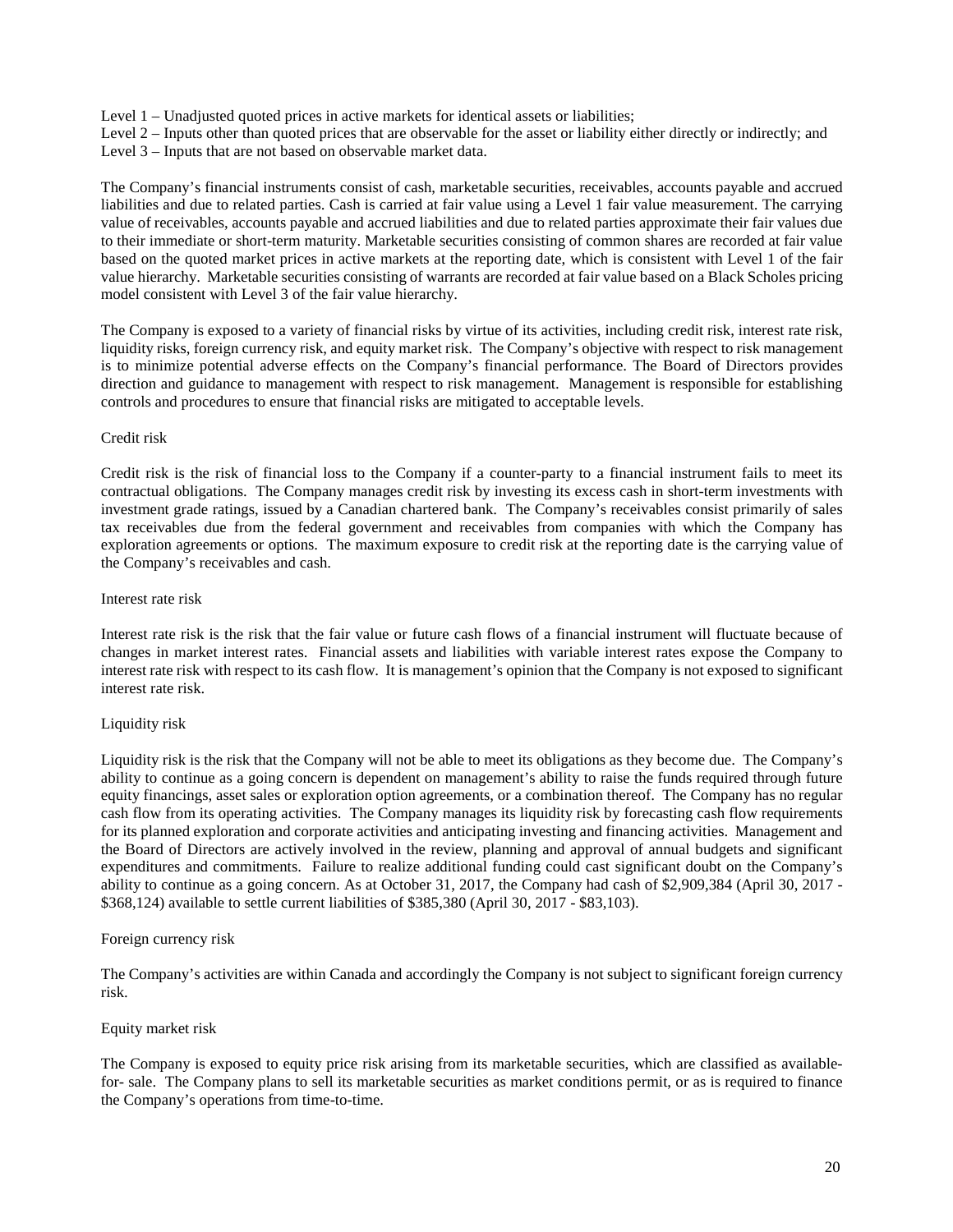Level 1 – Unadjusted quoted prices in active markets for identical assets or liabilities;
Level 2 – Inputs other than quoted prices that are observable for the asset or liability either directly or indirectly; and
Level 3 – Inputs that are not based on observable market data.

The Company's financial instruments consist of cash, marketable securities, receivables, accounts payable and accrued liabilities and due to related parties. Cash is carried at fair value using a Level 1 fair value measurement. The carrying value of receivables, accounts payable and accrued liabilities and due to related parties approximate their fair values due to their immediate or short-term maturity. Marketable securities consisting of common shares are recorded at fair value based on the quoted market prices in active markets at the reporting date, which is consistent with Level 1 of the fair value hierarchy. Marketable securities consisting of warrants are recorded at fair value based on a Black Scholes pricing model consistent with Level 3 of the fair value hierarchy.

The Company is exposed to a variety of financial risks by virtue of its activities, including credit risk, interest rate risk, liquidity risks, foreign currency risk, and equity market risk. The Company's objective with respect to risk management is to minimize potential adverse effects on the Company's financial performance. The Board of Directors provides direction and guidance to management with respect to risk management. Management is responsible for establishing controls and procedures to ensure that financial risks are mitigated to acceptable levels.

Credit risk

Credit risk is the risk of financial loss to the Company if a counter-party to a financial instrument fails to meet its contractual obligations. The Company manages credit risk by investing its excess cash in short-term investments with investment grade ratings, issued by a Canadian chartered bank. The Company's receivables consist primarily of sales tax receivables due from the federal government and receivables from companies with which the Company has exploration agreements or options. The maximum exposure to credit risk at the reporting date is the carrying value of the Company's receivables and cash.

Interest rate risk

Interest rate risk is the risk that the fair value or future cash flows of a financial instrument will fluctuate because of changes in market interest rates. Financial assets and liabilities with variable interest rates expose the Company to interest rate risk with respect to its cash flow. It is management's opinion that the Company is not exposed to significant interest rate risk.

Liquidity risk

Liquidity risk is the risk that the Company will not be able to meet its obligations as they become due. The Company's ability to continue as a going concern is dependent on management's ability to raise the funds required through future equity financings, asset sales or exploration option agreements, or a combination thereof. The Company has no regular cash flow from its operating activities. The Company manages its liquidity risk by forecasting cash flow requirements for its planned exploration and corporate activities and anticipating investing and financing activities. Management and the Board of Directors are actively involved in the review, planning and approval of annual budgets and significant expenditures and commitments. Failure to realize additional funding could cast significant doubt on the Company's ability to continue as a going concern. As at October 31, 2017, the Company had cash of $2,909,384 (April 30, 2017 - $368,124) available to settle current liabilities of $385,380 (April 30, 2017 - $83,103).

Foreign currency risk

The Company's activities are within Canada and accordingly the Company is not subject to significant foreign currency risk.

Equity market risk

The Company is exposed to equity price risk arising from its marketable securities, which are classified as available-for- sale. The Company plans to sell its marketable securities as market conditions permit, or as is required to finance the Company's operations from time-to-time.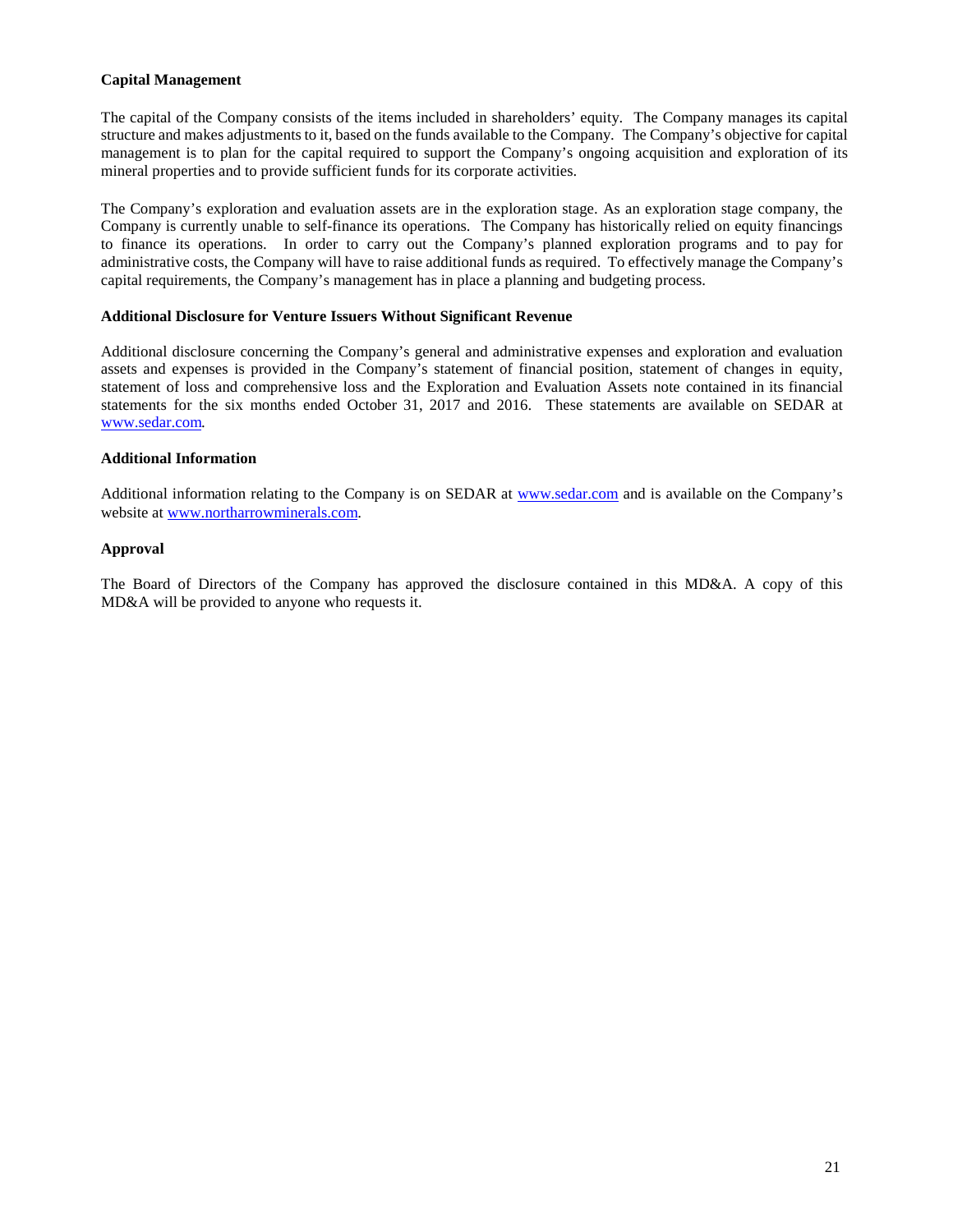**Capital Management**

The capital of the Company consists of the items included in shareholders' equity. The Company manages its capital structure and makes adjustments to it, based on the funds available to the Company. The Company's objective for capital management is to plan for the capital required to support the Company's ongoing acquisition and exploration of its mineral properties and to provide sufficient funds for its corporate activities.

The Company's exploration and evaluation assets are in the exploration stage. As an exploration stage company, the Company is currently unable to self-finance its operations. The Company has historically relied on equity financings to finance its operations. In order to carry out the Company's planned exploration programs and to pay for administrative costs, the Company will have to raise additional funds as required. To effectively manage the Company's capital requirements, the Company's management has in place a planning and budgeting process.

**Additional Disclosure for Venture Issuers Without Significant Revenue**

Additional disclosure concerning the Company's general and administrative expenses and exploration and evaluation assets and expenses is provided in the Company's statement of financial position, statement of changes in equity, statement of loss and comprehensive loss and the Exploration and Evaluation Assets note contained in its financial statements for the six months ended October 31, 2017 and 2016. These statements are available on SEDAR at www.sedar.com.

**Additional Information**

Additional information relating to the Company is on SEDAR at www.sedar.com and is available on the Company's website at www.northarrowminerals.com.

**Approval**

The Board of Directors of the Company has approved the disclosure contained in this MD&A. A copy of this MD&A will be provided to anyone who requests it.